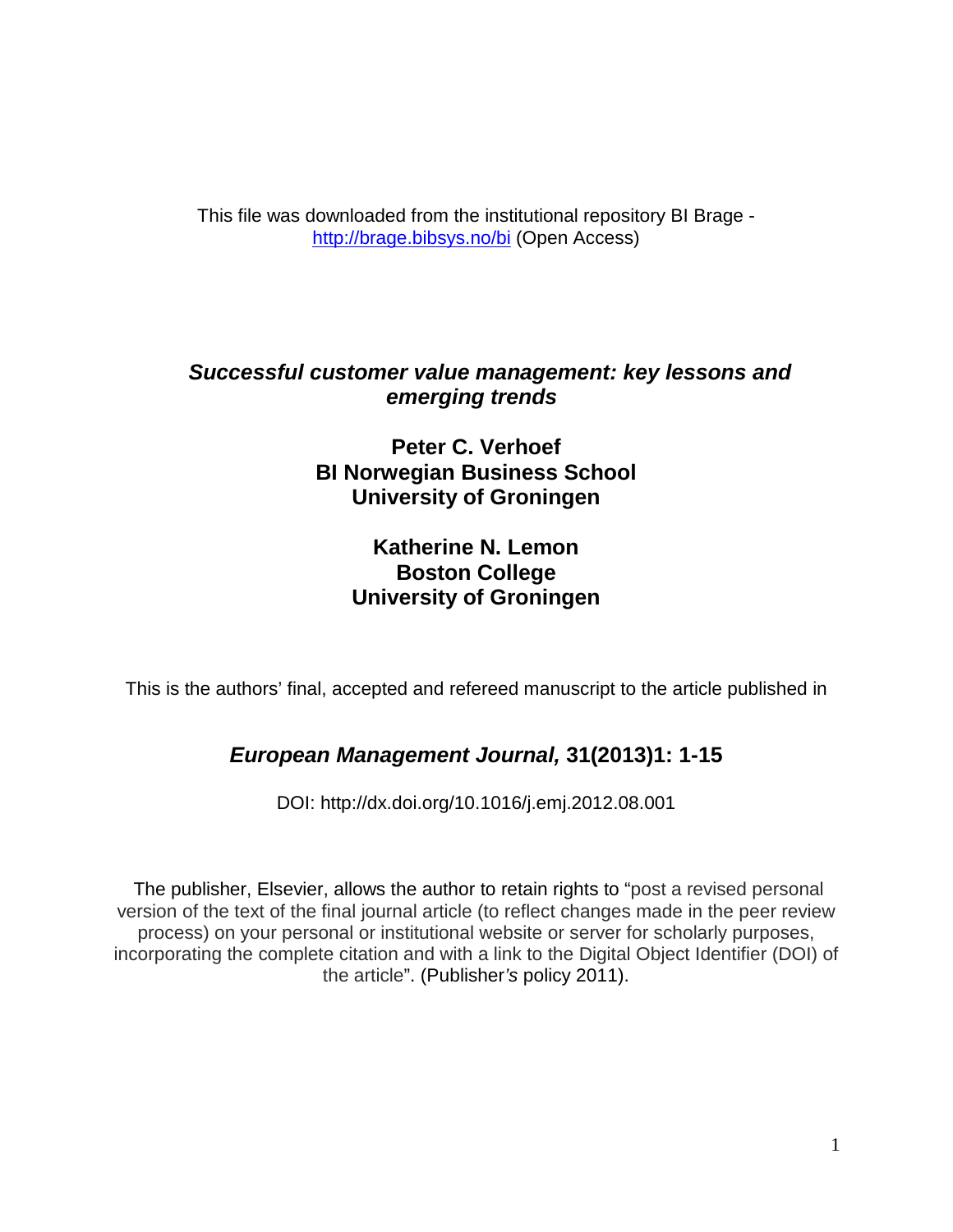This file was downloaded from the institutional repository BI Brage - http://brage.bibsys.no/bi (Open Access)

# *Successful customer value management: key lessons and emerging trends*

**Peter C. Verhoef**
**BI Norwegian Business School**
**University of Groningen**

**Katherine N. Lemon**
**Boston College**
**University of Groningen**

This is the authors' final, accepted and refereed manuscript to the article published in

## *European Management Journal,* 31(2013)1: 1-15

DOI: http://dx.doi.org/10.1016/j.emj.2012.08.001

The publisher, Elsevier, allows the author to retain rights to "post a revised personal version of the text of the final journal article (to reflect changes made in the peer review process) on your personal or institutional website or server for scholarly purposes, incorporating the complete citation and with a link to the Digital Object Identifier (DOI) of the article". (Publisher's policy 2011).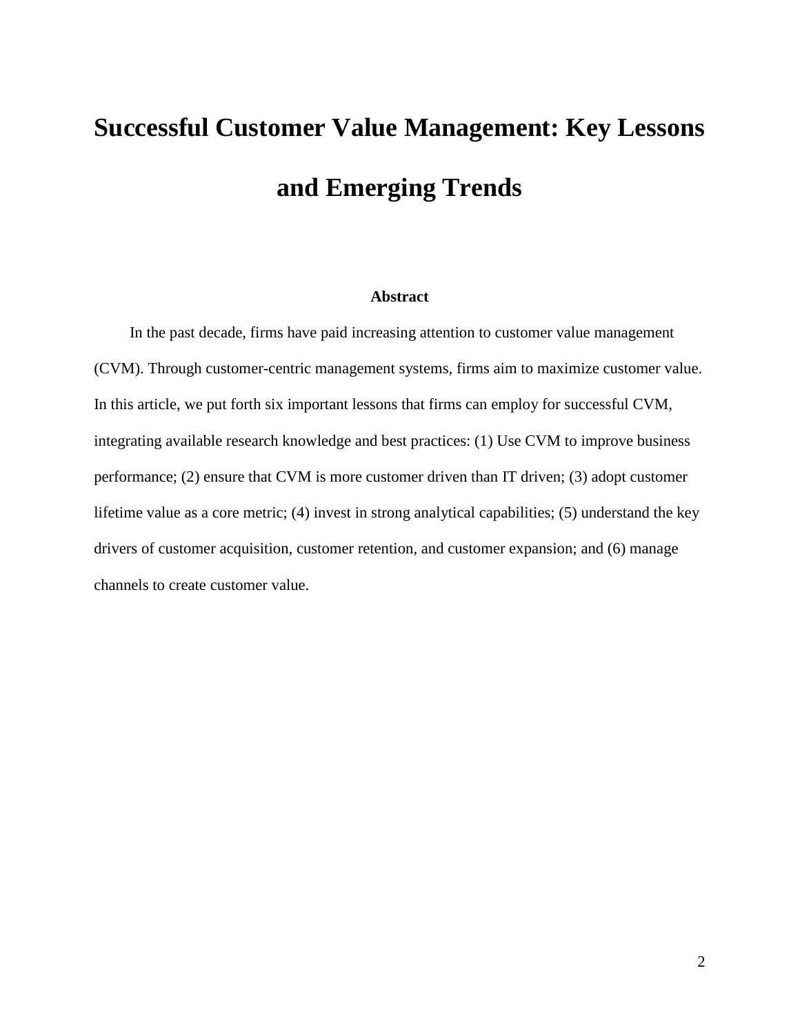# Successful Customer Value Management: Key Lessons and Emerging Trends

**Abstract**

In the past decade, firms have paid increasing attention to customer value management (CVM). Through customer-centric management systems, firms aim to maximize customer value. In this article, we put forth six important lessons that firms can employ for successful CVM, integrating available research knowledge and best practices: (1) Use CVM to improve business performance; (2) ensure that CVM is more customer driven than IT driven; (3) adopt customer lifetime value as a core metric; (4) invest in strong analytical capabilities; (5) understand the key drivers of customer acquisition, customer retention, and customer expansion; and (6) manage channels to create customer value.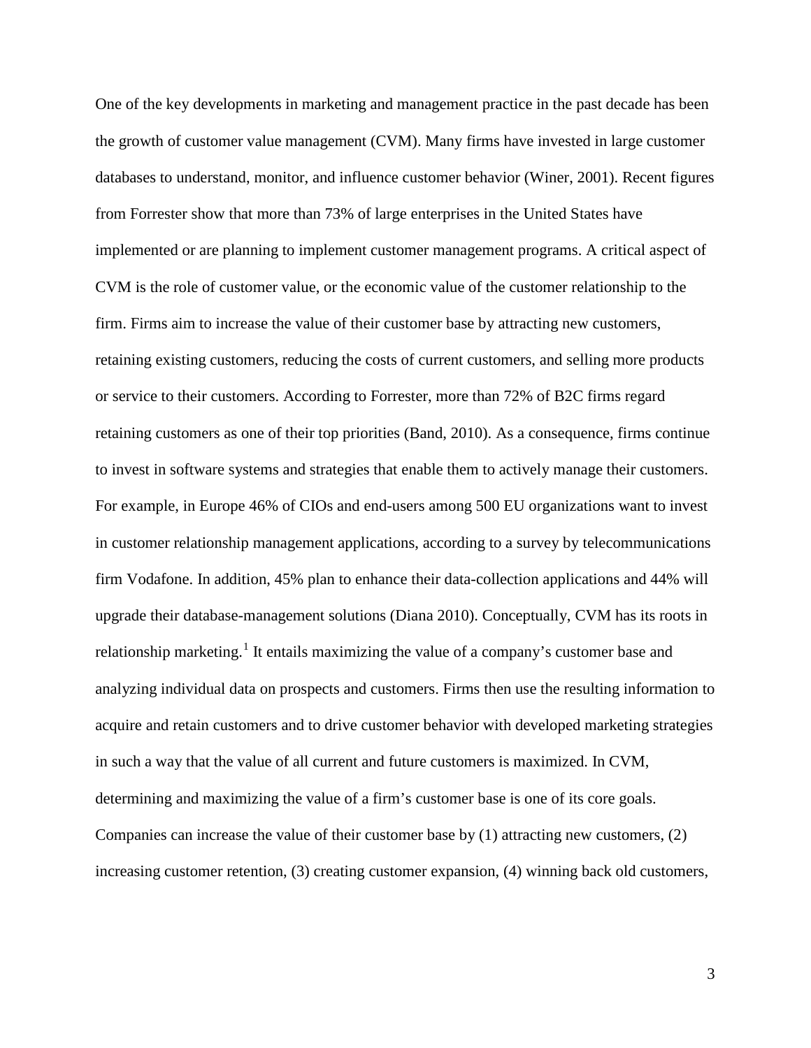One of the key developments in marketing and management practice in the past decade has been the growth of customer value management (CVM). Many firms have invested in large customer databases to understand, monitor, and influence customer behavior (Winer, 2001). Recent figures from Forrester show that more than 73% of large enterprises in the United States have implemented or are planning to implement customer management programs. A critical aspect of CVM is the role of customer value, or the economic value of the customer relationship to the firm. Firms aim to increase the value of their customer base by attracting new customers, retaining existing customers, reducing the costs of current customers, and selling more products or service to their customers. According to Forrester, more than 72% of B2C firms regard retaining customers as one of their top priorities (Band, 2010). As a consequence, firms continue to invest in software systems and strategies that enable them to actively manage their customers. For example, in Europe 46% of CIOs and end-users among 500 EU organizations want to invest in customer relationship management applications, according to a survey by telecommunications firm Vodafone. In addition, 45% plan to enhance their data-collection applications and 44% will upgrade their database-management solutions (Diana 2010). Conceptually, CVM has its roots in relationship marketing.[1] It entails maximizing the value of a company's customer base and analyzing individual data on prospects and customers. Firms then use the resulting information to acquire and retain customers and to drive customer behavior with developed marketing strategies in such a way that the value of all current and future customers is maximized. In CVM, determining and maximizing the value of a firm's customer base is one of its core goals. Companies can increase the value of their customer base by (1) attracting new customers, (2) increasing customer retention, (3) creating customer expansion, (4) winning back old customers,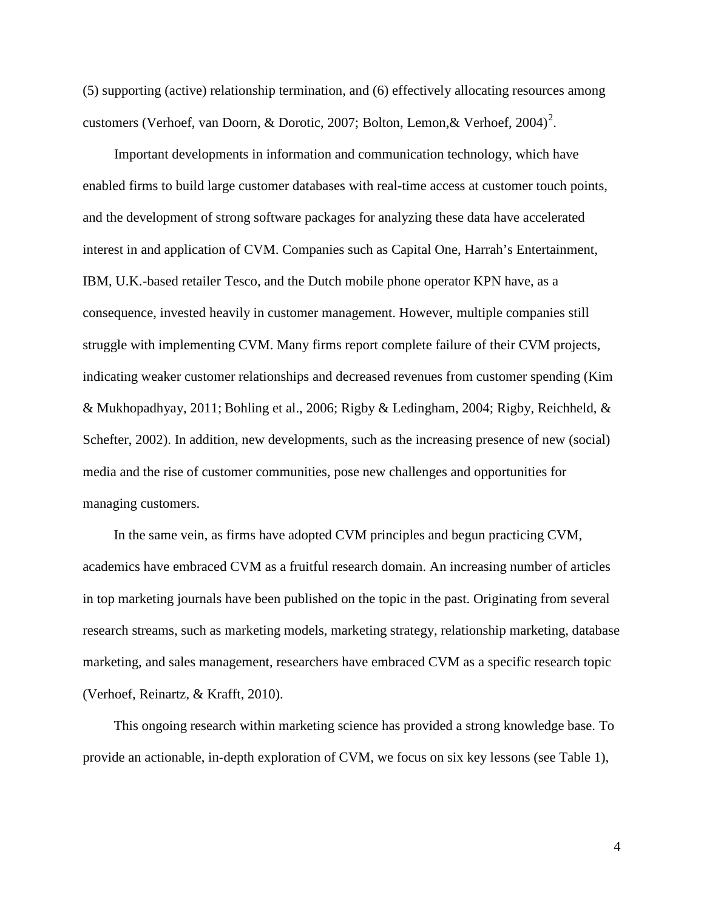(5) supporting (active) relationship termination, and (6) effectively allocating resources among customers (Verhoef, van Doorn, & Dorotic, 2007; Bolton, Lemon,& Verhoef, 2004)[2].

Important developments in information and communication technology, which have enabled firms to build large customer databases with real-time access at customer touch points, and the development of strong software packages for analyzing these data have accelerated interest in and application of CVM. Companies such as Capital One, Harrah's Entertainment, IBM, U.K.-based retailer Tesco, and the Dutch mobile phone operator KPN have, as a consequence, invested heavily in customer management. However, multiple companies still struggle with implementing CVM. Many firms report complete failure of their CVM projects, indicating weaker customer relationships and decreased revenues from customer spending (Kim & Mukhopadhyay, 2011; Bohling et al., 2006; Rigby & Ledingham, 2004; Rigby, Reichheld, & Schefter, 2002). In addition, new developments, such as the increasing presence of new (social) media and the rise of customer communities, pose new challenges and opportunities for managing customers.

In the same vein, as firms have adopted CVM principles and begun practicing CVM, academics have embraced CVM as a fruitful research domain. An increasing number of articles in top marketing journals have been published on the topic in the past. Originating from several research streams, such as marketing models, marketing strategy, relationship marketing, database marketing, and sales management, researchers have embraced CVM as a specific research topic (Verhoef, Reinartz, & Krafft, 2010).

This ongoing research within marketing science has provided a strong knowledge base. To provide an actionable, in-depth exploration of CVM, we focus on six key lessons (see Table 1),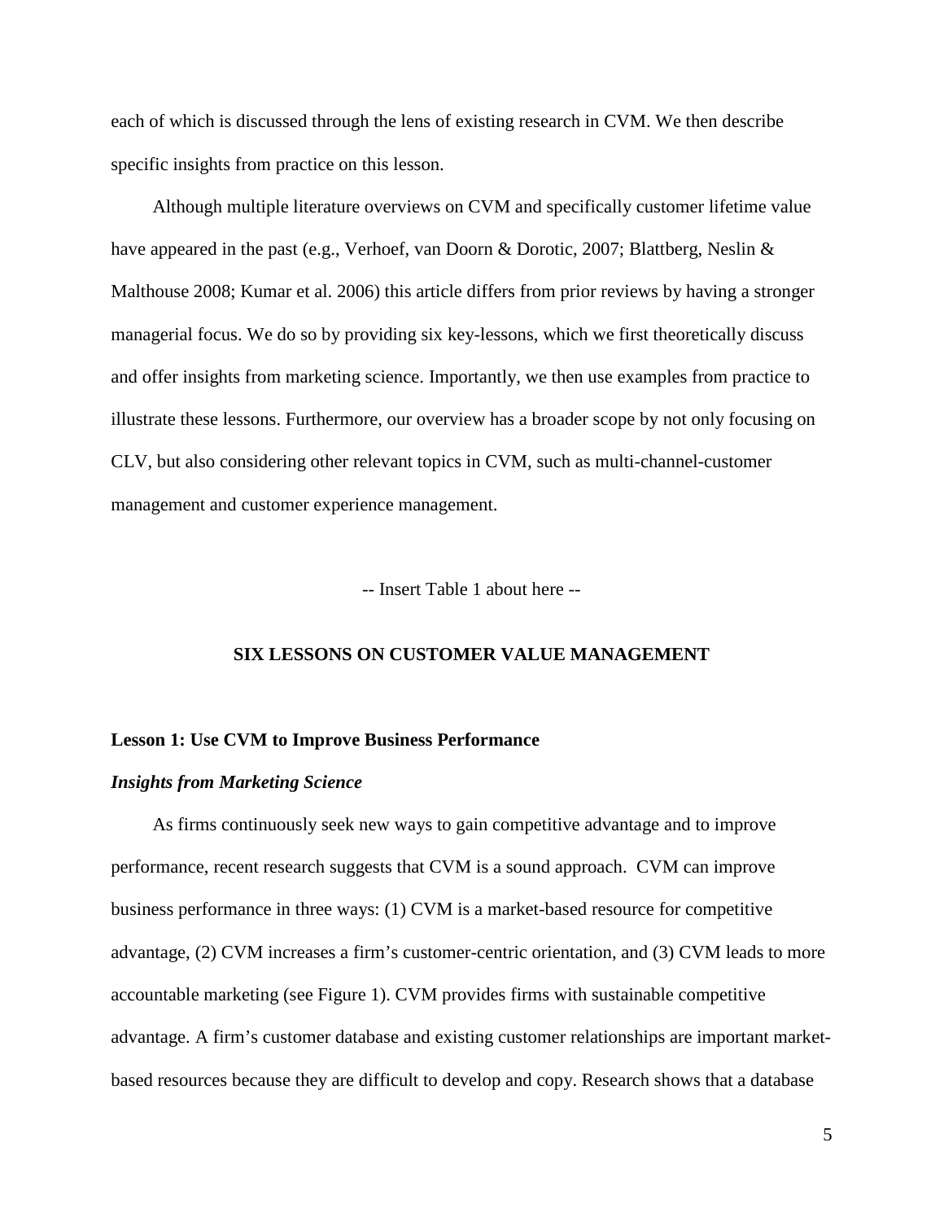each of which is discussed through the lens of existing research in CVM. We then describe specific insights from practice on this lesson.

Although multiple literature overviews on CVM and specifically customer lifetime value have appeared in the past (e.g., Verhoef, van Doorn & Dorotic, 2007; Blattberg, Neslin & Malthouse 2008; Kumar et al. 2006) this article differs from prior reviews by having a stronger managerial focus. We do so by providing six key-lessons, which we first theoretically discuss and offer insights from marketing science. Importantly, we then use examples from practice to illustrate these lessons. Furthermore, our overview has a broader scope by not only focusing on CLV, but also considering other relevant topics in CVM, such as multi-channel-customer management and customer experience management.

-- Insert Table 1 about here --

## SIX LESSONS ON CUSTOMER VALUE MANAGEMENT

### Lesson 1: Use CVM to Improve Business Performance

#### *Insights from Marketing Science*

As firms continuously seek new ways to gain competitive advantage and to improve performance, recent research suggests that CVM is a sound approach. CVM can improve business performance in three ways: (1) CVM is a market-based resource for competitive advantage, (2) CVM increases a firm's customer-centric orientation, and (3) CVM leads to more accountable marketing (see Figure 1). CVM provides firms with sustainable competitive advantage. A firm's customer database and existing customer relationships are important market-based resources because they are difficult to develop and copy. Research shows that a database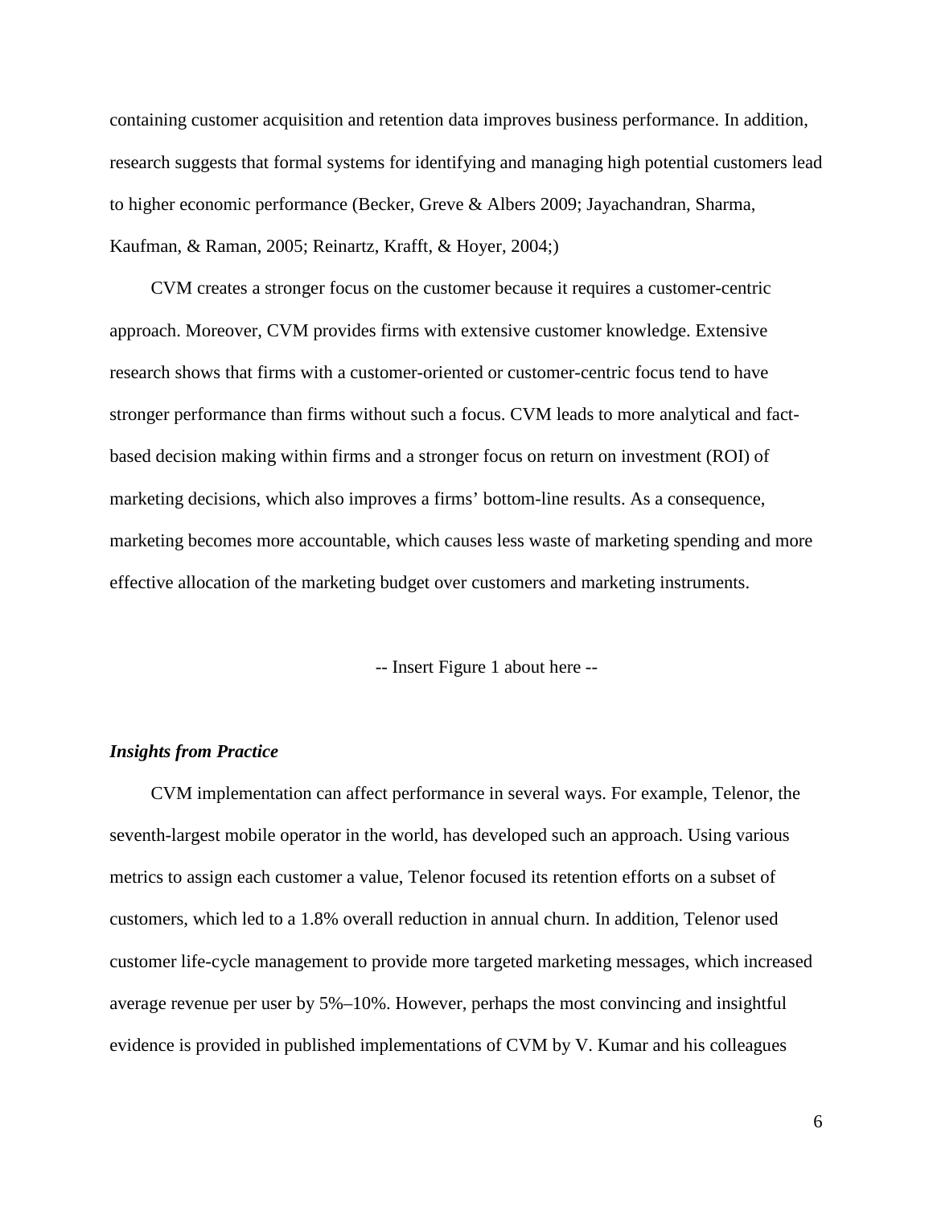containing customer acquisition and retention data improves business performance. In addition, research suggests that formal systems for identifying and managing high potential customers lead to higher economic performance (Becker, Greve & Albers 2009; Jayachandran, Sharma, Kaufman, & Raman, 2005; Reinartz, Krafft, & Hoyer, 2004;)

CVM creates a stronger focus on the customer because it requires a customer-centric approach. Moreover, CVM provides firms with extensive customer knowledge. Extensive research shows that firms with a customer-oriented or customer-centric focus tend to have stronger performance than firms without such a focus. CVM leads to more analytical and fact-based decision making within firms and a stronger focus on return on investment (ROI) of marketing decisions, which also improves a firms' bottom-line results. As a consequence, marketing becomes more accountable, which causes less waste of marketing spending and more effective allocation of the marketing budget over customers and marketing instruments.

-- Insert Figure 1 about here --

### *Insights from Practice*

CVM implementation can affect performance in several ways. For example, Telenor, the seventh-largest mobile operator in the world, has developed such an approach. Using various metrics to assign each customer a value, Telenor focused its retention efforts on a subset of customers, which led to a 1.8% overall reduction in annual churn. In addition, Telenor used customer life-cycle management to provide more targeted marketing messages, which increased average revenue per user by 5%–10%. However, perhaps the most convincing and insightful evidence is provided in published implementations of CVM by V. Kumar and his colleagues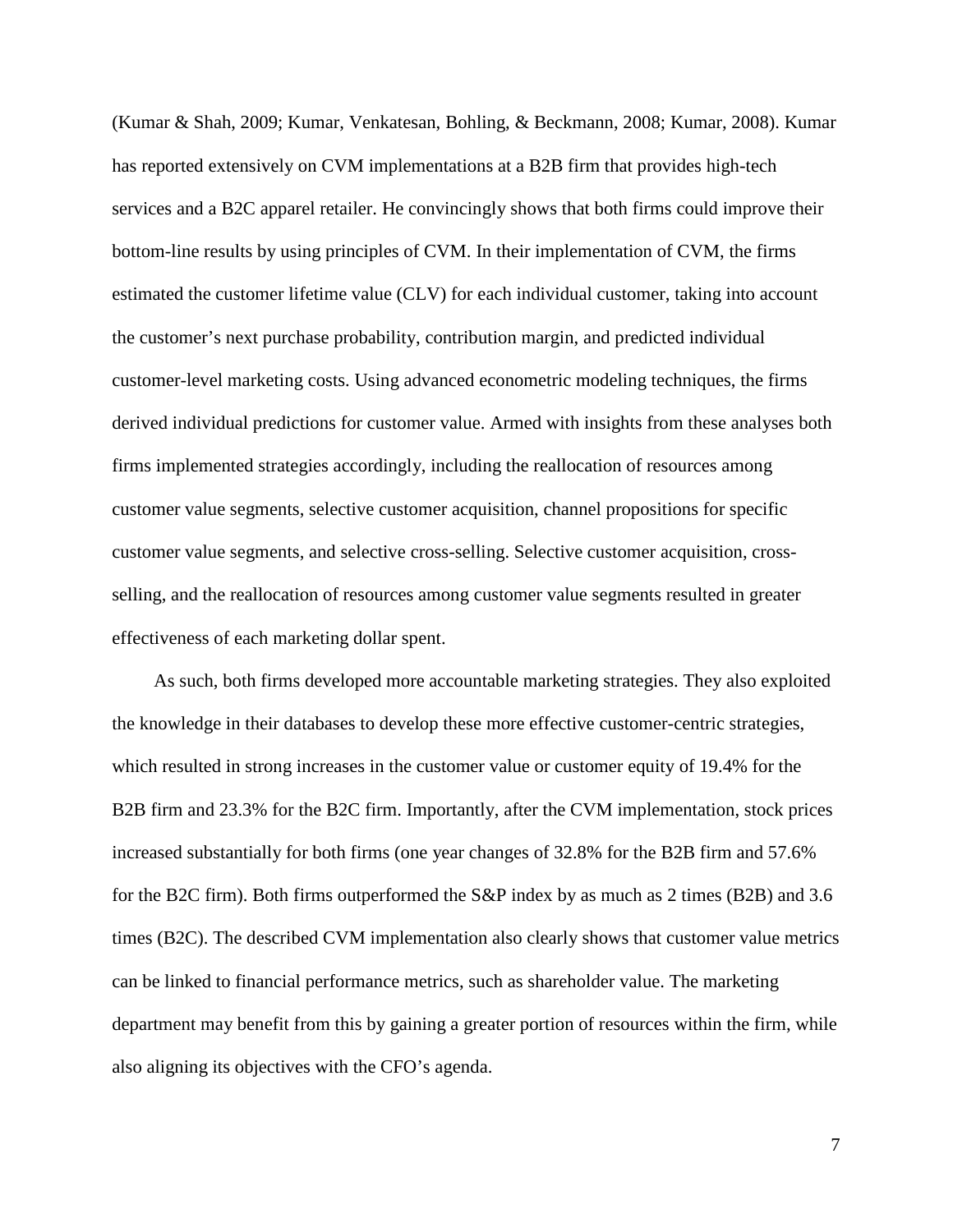(Kumar & Shah, 2009; Kumar, Venkatesan, Bohling, & Beckmann, 2008; Kumar, 2008). Kumar has reported extensively on CVM implementations at a B2B firm that provides high-tech services and a B2C apparel retailer. He convincingly shows that both firms could improve their bottom-line results by using principles of CVM. In their implementation of CVM, the firms estimated the customer lifetime value (CLV) for each individual customer, taking into account the customer's next purchase probability, contribution margin, and predicted individual customer-level marketing costs. Using advanced econometric modeling techniques, the firms derived individual predictions for customer value. Armed with insights from these analyses both firms implemented strategies accordingly, including the reallocation of resources among customer value segments, selective customer acquisition, channel propositions for specific customer value segments, and selective cross-selling. Selective customer acquisition, cross-selling, and the reallocation of resources among customer value segments resulted in greater effectiveness of each marketing dollar spent.

As such, both firms developed more accountable marketing strategies. They also exploited the knowledge in their databases to develop these more effective customer-centric strategies, which resulted in strong increases in the customer value or customer equity of 19.4% for the B2B firm and 23.3% for the B2C firm. Importantly, after the CVM implementation, stock prices increased substantially for both firms (one year changes of 32.8% for the B2B firm and 57.6% for the B2C firm). Both firms outperformed the S&P index by as much as 2 times (B2B) and 3.6 times (B2C). The described CVM implementation also clearly shows that customer value metrics can be linked to financial performance metrics, such as shareholder value. The marketing department may benefit from this by gaining a greater portion of resources within the firm, while also aligning its objectives with the CFO's agenda.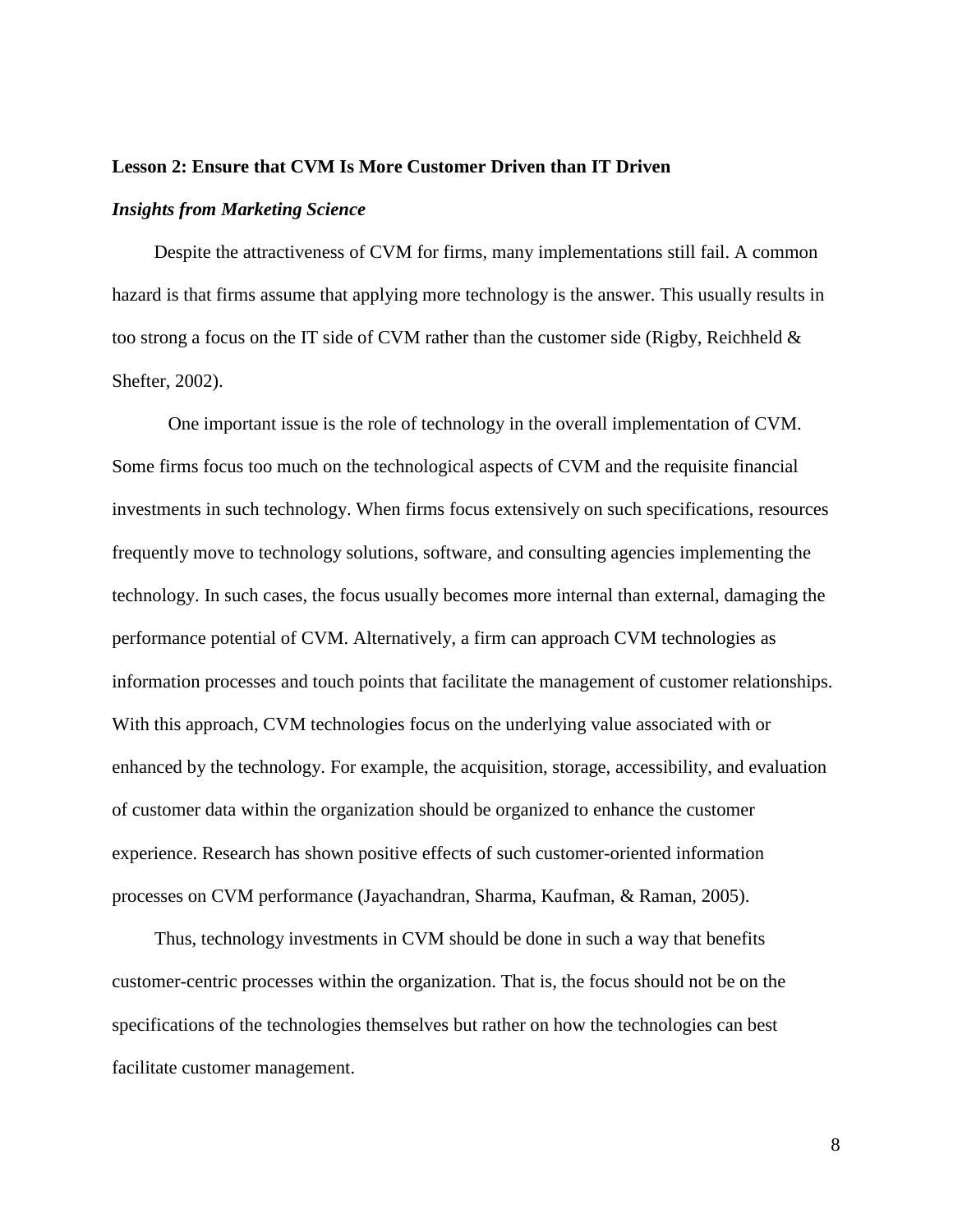**Lesson 2: Ensure that CVM Is More Customer Driven than IT Driven**

***Insights from Marketing Science***

Despite the attractiveness of CVM for firms, many implementations still fail. A common hazard is that firms assume that applying more technology is the answer. This usually results in too strong a focus on the IT side of CVM rather than the customer side (Rigby, Reichheld & Shefter, 2002).

One important issue is the role of technology in the overall implementation of CVM. Some firms focus too much on the technological aspects of CVM and the requisite financial investments in such technology. When firms focus extensively on such specifications, resources frequently move to technology solutions, software, and consulting agencies implementing the technology. In such cases, the focus usually becomes more internal than external, damaging the performance potential of CVM. Alternatively, a firm can approach CVM technologies as information processes and touch points that facilitate the management of customer relationships. With this approach, CVM technologies focus on the underlying value associated with or enhanced by the technology. For example, the acquisition, storage, accessibility, and evaluation of customer data within the organization should be organized to enhance the customer experience. Research has shown positive effects of such customer-oriented information processes on CVM performance (Jayachandran, Sharma, Kaufman, & Raman, 2005).

Thus, technology investments in CVM should be done in such a way that benefits customer-centric processes within the organization. That is, the focus should not be on the specifications of the technologies themselves but rather on how the technologies can best facilitate customer management.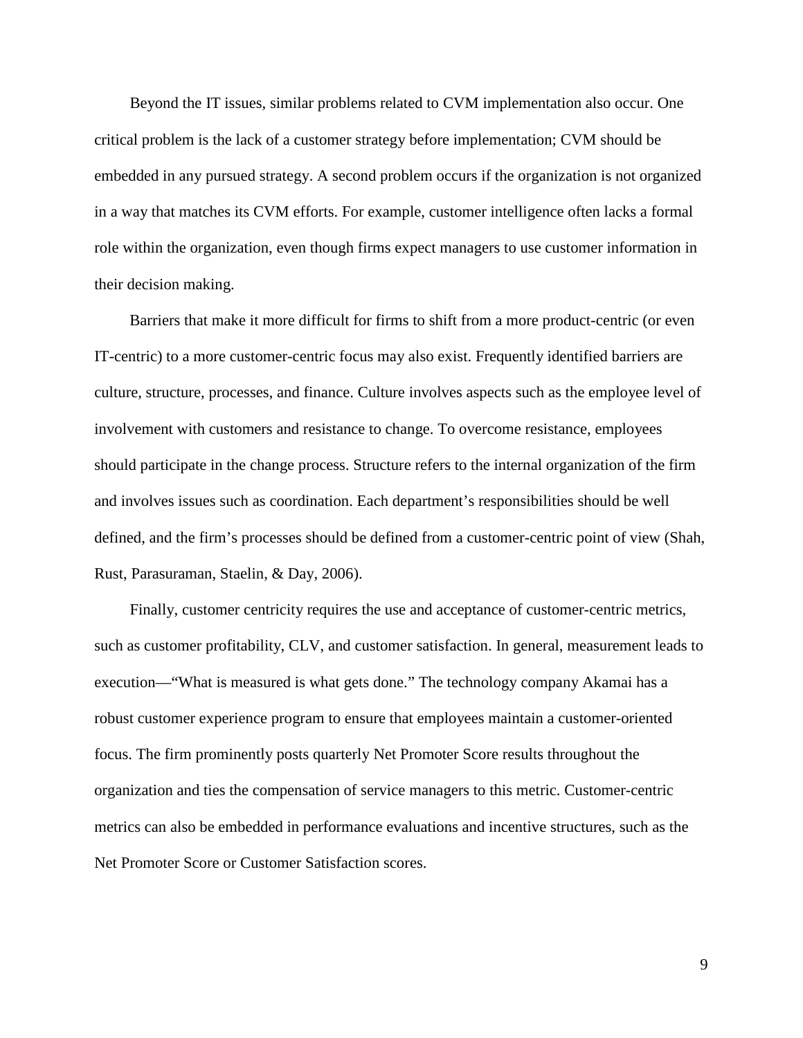Beyond the IT issues, similar problems related to CVM implementation also occur. One critical problem is the lack of a customer strategy before implementation; CVM should be embedded in any pursued strategy. A second problem occurs if the organization is not organized in a way that matches its CVM efforts. For example, customer intelligence often lacks a formal role within the organization, even though firms expect managers to use customer information in their decision making.

Barriers that make it more difficult for firms to shift from a more product-centric (or even IT-centric) to a more customer-centric focus may also exist. Frequently identified barriers are culture, structure, processes, and finance. Culture involves aspects such as the employee level of involvement with customers and resistance to change. To overcome resistance, employees should participate in the change process. Structure refers to the internal organization of the firm and involves issues such as coordination. Each department's responsibilities should be well defined, and the firm's processes should be defined from a customer-centric point of view (Shah, Rust, Parasuraman, Staelin, & Day, 2006).

Finally, customer centricity requires the use and acceptance of customer-centric metrics, such as customer profitability, CLV, and customer satisfaction. In general, measurement leads to execution—"What is measured is what gets done." The technology company Akamai has a robust customer experience program to ensure that employees maintain a customer-oriented focus. The firm prominently posts quarterly Net Promoter Score results throughout the organization and ties the compensation of service managers to this metric. Customer-centric metrics can also be embedded in performance evaluations and incentive structures, such as the Net Promoter Score or Customer Satisfaction scores.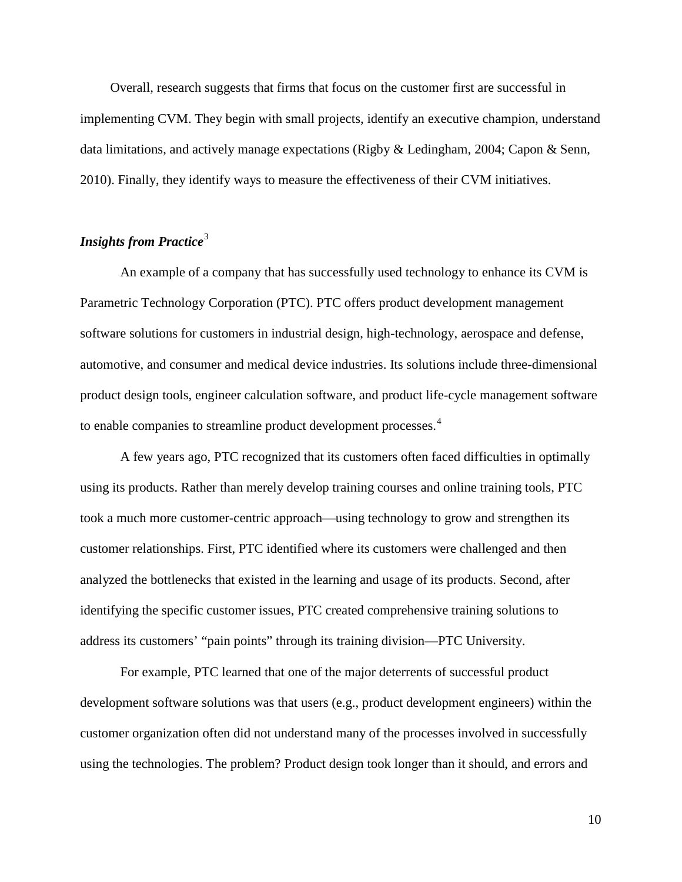Overall, research suggests that firms that focus on the customer first are successful in implementing CVM. They begin with small projects, identify an executive champion, understand data limitations, and actively manage expectations (Rigby & Ledingham, 2004; Capon & Senn, 2010). Finally, they identify ways to measure the effectiveness of their CVM initiatives.

### *Insights from Practice*[3]

An example of a company that has successfully used technology to enhance its CVM is Parametric Technology Corporation (PTC). PTC offers product development management software solutions for customers in industrial design, high-technology, aerospace and defense, automotive, and consumer and medical device industries. Its solutions include three-dimensional product design tools, engineer calculation software, and product life-cycle management software to enable companies to streamline product development processes.[4]

A few years ago, PTC recognized that its customers often faced difficulties in optimally using its products. Rather than merely develop training courses and online training tools, PTC took a much more customer-centric approach—using technology to grow and strengthen its customer relationships. First, PTC identified where its customers were challenged and then analyzed the bottlenecks that existed in the learning and usage of its products. Second, after identifying the specific customer issues, PTC created comprehensive training solutions to address its customers' "pain points" through its training division—PTC University.

For example, PTC learned that one of the major deterrents of successful product development software solutions was that users (e.g., product development engineers) within the customer organization often did not understand many of the processes involved in successfully using the technologies. The problem? Product design took longer than it should, and errors and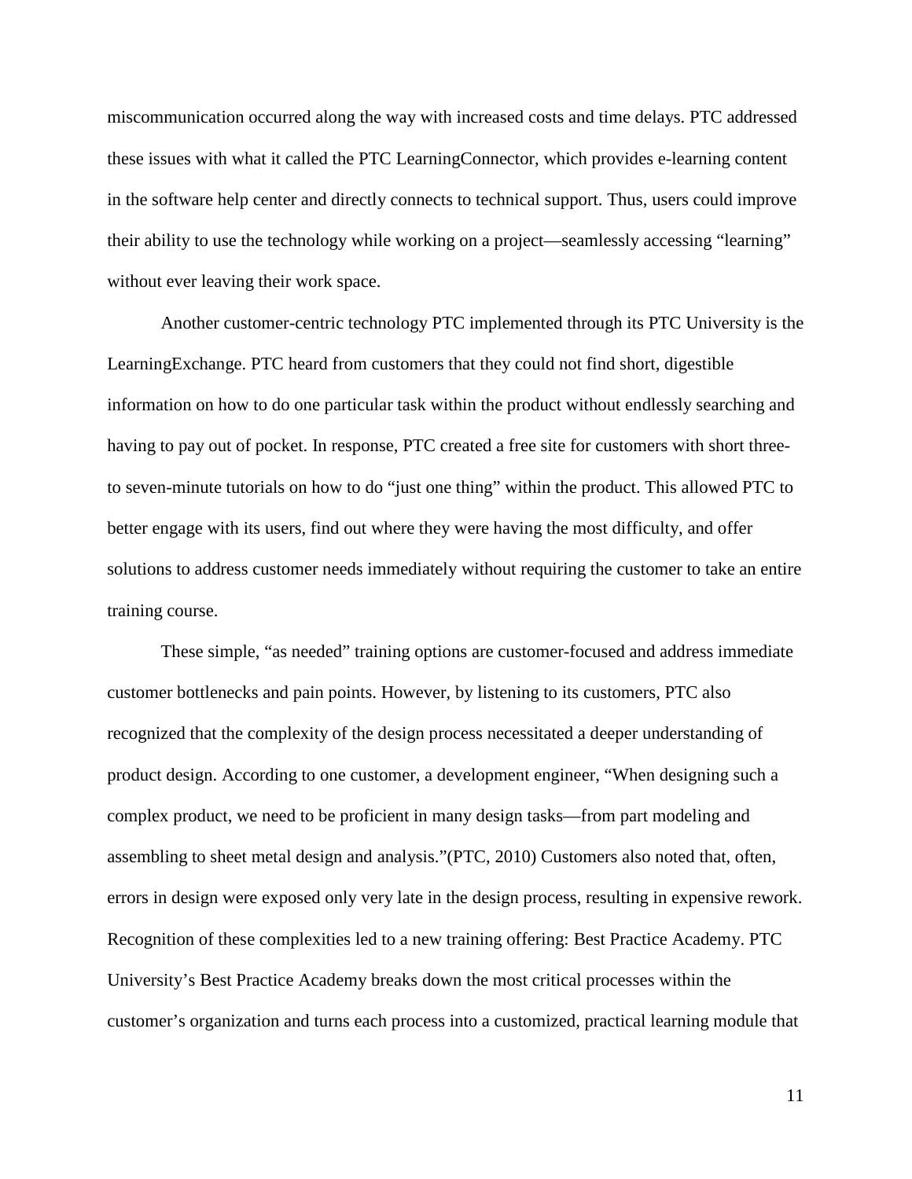miscommunication occurred along the way with increased costs and time delays. PTC addressed these issues with what it called the PTC LearningConnector, which provides e-learning content in the software help center and directly connects to technical support. Thus, users could improve their ability to use the technology while working on a project—seamlessly accessing "learning" without ever leaving their work space.

Another customer-centric technology PTC implemented through its PTC University is the LearningExchange. PTC heard from customers that they could not find short, digestible information on how to do one particular task within the product without endlessly searching and having to pay out of pocket. In response, PTC created a free site for customers with short three- to seven-minute tutorials on how to do "just one thing" within the product. This allowed PTC to better engage with its users, find out where they were having the most difficulty, and offer solutions to address customer needs immediately without requiring the customer to take an entire training course.

These simple, "as needed" training options are customer-focused and address immediate customer bottlenecks and pain points. However, by listening to its customers, PTC also recognized that the complexity of the design process necessitated a deeper understanding of product design. According to one customer, a development engineer, "When designing such a complex product, we need to be proficient in many design tasks—from part modeling and assembling to sheet metal design and analysis."(PTC, 2010) Customers also noted that, often, errors in design were exposed only very late in the design process, resulting in expensive rework. Recognition of these complexities led to a new training offering: Best Practice Academy. PTC University's Best Practice Academy breaks down the most critical processes within the customer's organization and turns each process into a customized, practical learning module that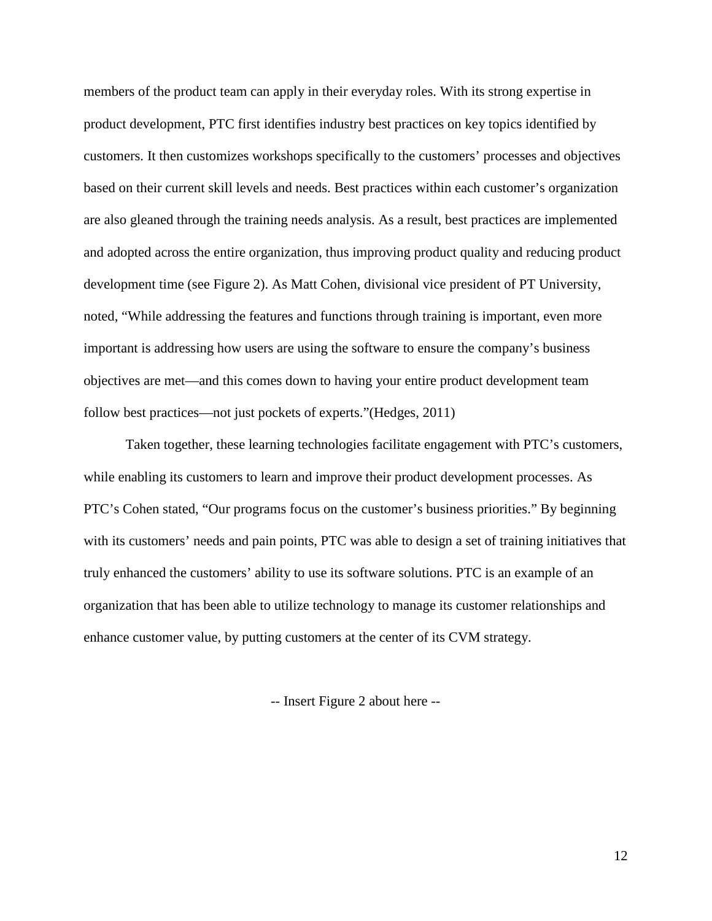members of the product team can apply in their everyday roles. With its strong expertise in product development, PTC first identifies industry best practices on key topics identified by customers. It then customizes workshops specifically to the customers' processes and objectives based on their current skill levels and needs. Best practices within each customer's organization are also gleaned through the training needs analysis. As a result, best practices are implemented and adopted across the entire organization, thus improving product quality and reducing product development time (see Figure 2). As Matt Cohen, divisional vice president of PT University, noted, "While addressing the features and functions through training is important, even more important is addressing how users are using the software to ensure the company's business objectives are met—and this comes down to having your entire product development team follow best practices—not just pockets of experts."(Hedges, 2011)

Taken together, these learning technologies facilitate engagement with PTC's customers, while enabling its customers to learn and improve their product development processes. As PTC's Cohen stated, "Our programs focus on the customer's business priorities." By beginning with its customers' needs and pain points, PTC was able to design a set of training initiatives that truly enhanced the customers' ability to use its software solutions. PTC is an example of an organization that has been able to utilize technology to manage its customer relationships and enhance customer value, by putting customers at the center of its CVM strategy.

-- Insert Figure 2 about here --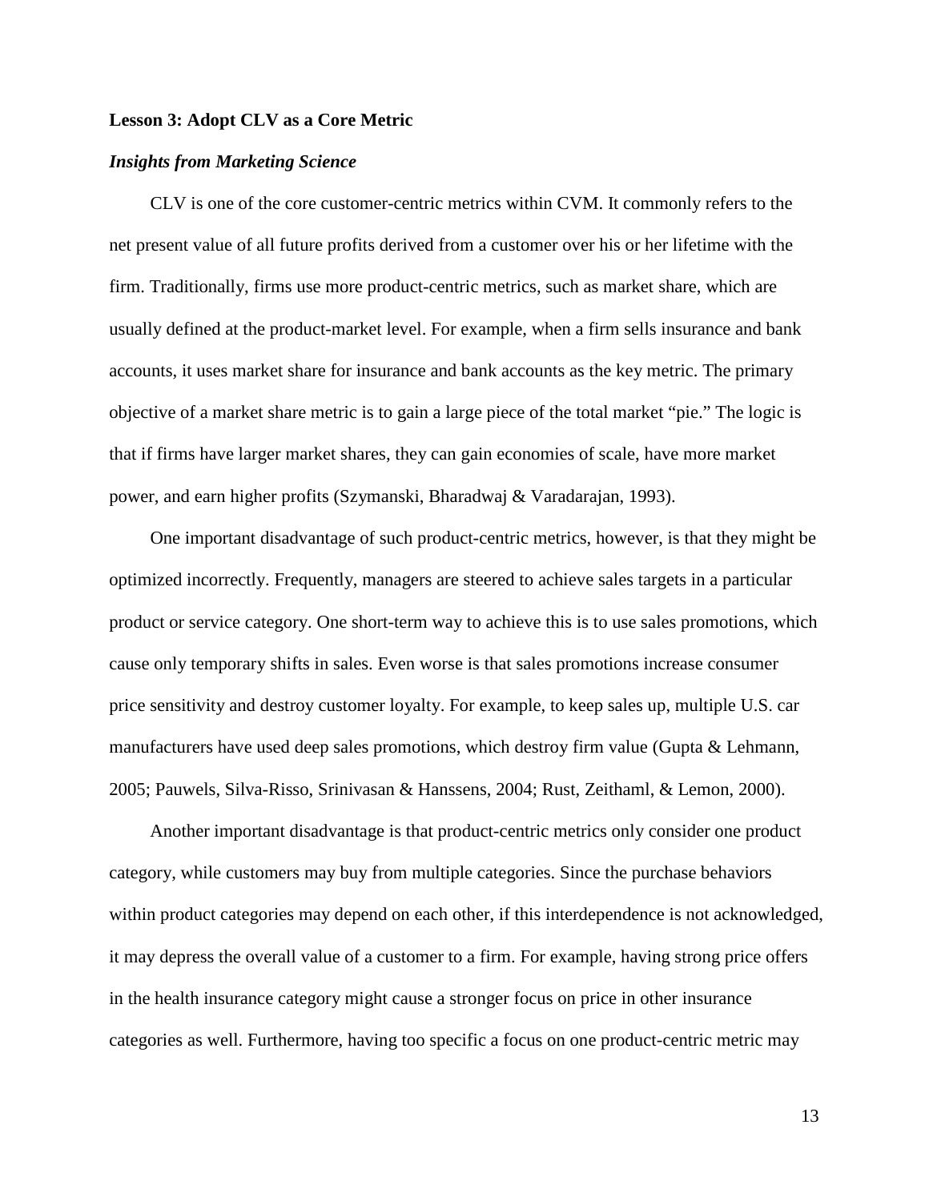**Lesson 3: Adopt CLV as a Core Metric**

***Insights from Marketing Science***

CLV is one of the core customer-centric metrics within CVM. It commonly refers to the net present value of all future profits derived from a customer over his or her lifetime with the firm. Traditionally, firms use more product-centric metrics, such as market share, which are usually defined at the product-market level. For example, when a firm sells insurance and bank accounts, it uses market share for insurance and bank accounts as the key metric. The primary objective of a market share metric is to gain a large piece of the total market "pie." The logic is that if firms have larger market shares, they can gain economies of scale, have more market power, and earn higher profits (Szymanski, Bharadwaj & Varadarajan, 1993).

One important disadvantage of such product-centric metrics, however, is that they might be optimized incorrectly. Frequently, managers are steered to achieve sales targets in a particular product or service category. One short-term way to achieve this is to use sales promotions, which cause only temporary shifts in sales. Even worse is that sales promotions increase consumer price sensitivity and destroy customer loyalty. For example, to keep sales up, multiple U.S. car manufacturers have used deep sales promotions, which destroy firm value (Gupta & Lehmann, 2005; Pauwels, Silva-Risso, Srinivasan & Hanssens, 2004; Rust, Zeithaml, & Lemon, 2000).

Another important disadvantage is that product-centric metrics only consider one product category, while customers may buy from multiple categories. Since the purchase behaviors within product categories may depend on each other, if this interdependence is not acknowledged, it may depress the overall value of a customer to a firm. For example, having strong price offers in the health insurance category might cause a stronger focus on price in other insurance categories as well. Furthermore, having too specific a focus on one product-centric metric may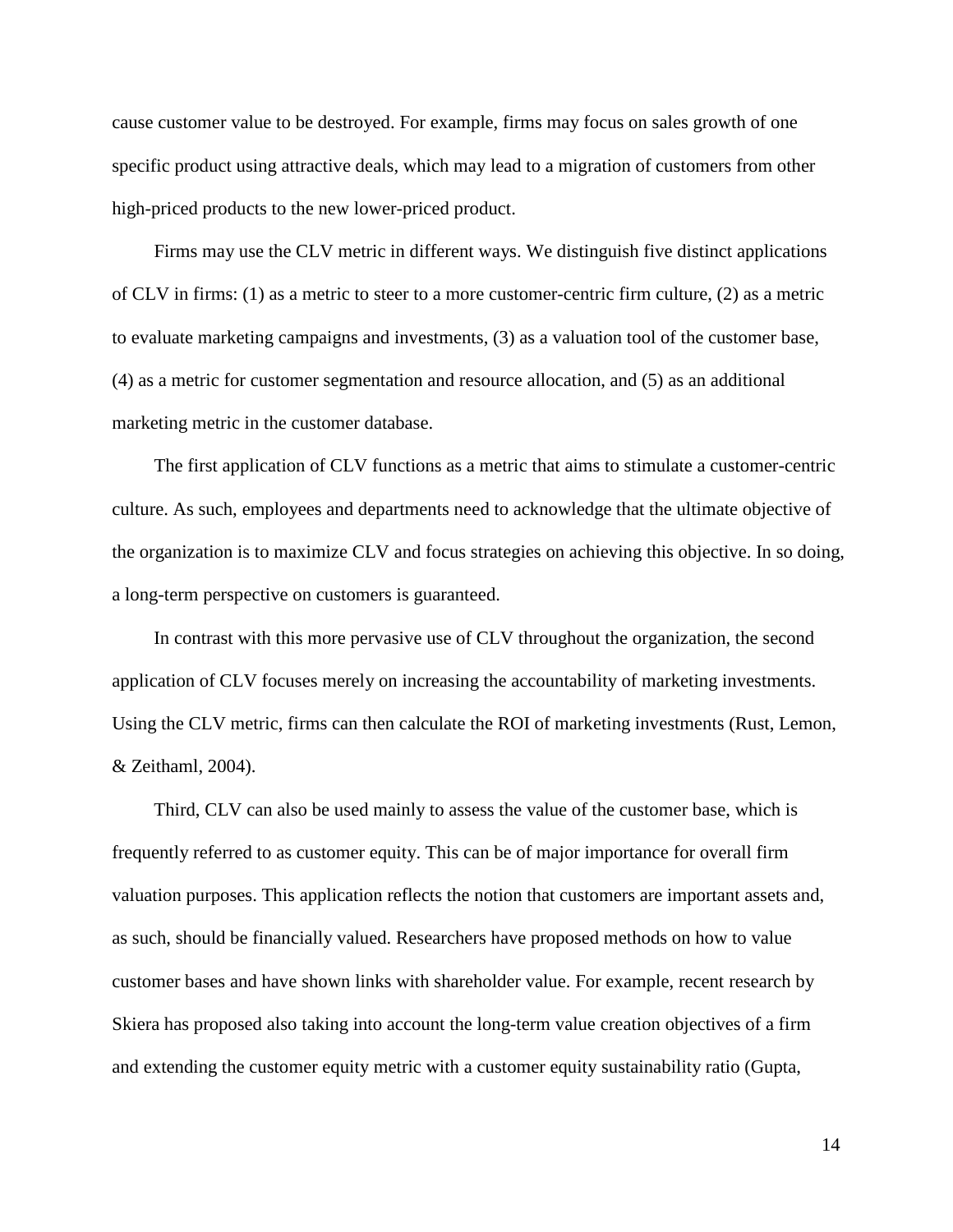cause customer value to be destroyed. For example, firms may focus on sales growth of one specific product using attractive deals, which may lead to a migration of customers from other high-priced products to the new lower-priced product.

Firms may use the CLV metric in different ways. We distinguish five distinct applications of CLV in firms: (1) as a metric to steer to a more customer-centric firm culture, (2) as a metric to evaluate marketing campaigns and investments, (3) as a valuation tool of the customer base, (4) as a metric for customer segmentation and resource allocation, and (5) as an additional marketing metric in the customer database.

The first application of CLV functions as a metric that aims to stimulate a customer-centric culture. As such, employees and departments need to acknowledge that the ultimate objective of the organization is to maximize CLV and focus strategies on achieving this objective. In so doing, a long-term perspective on customers is guaranteed.

In contrast with this more pervasive use of CLV throughout the organization, the second application of CLV focuses merely on increasing the accountability of marketing investments. Using the CLV metric, firms can then calculate the ROI of marketing investments (Rust, Lemon, & Zeithaml, 2004).

Third, CLV can also be used mainly to assess the value of the customer base, which is frequently referred to as customer equity. This can be of major importance for overall firm valuation purposes. This application reflects the notion that customers are important assets and, as such, should be financially valued. Researchers have proposed methods on how to value customer bases and have shown links with shareholder value. For example, recent research by Skiera has proposed also taking into account the long-term value creation objectives of a firm and extending the customer equity metric with a customer equity sustainability ratio (Gupta,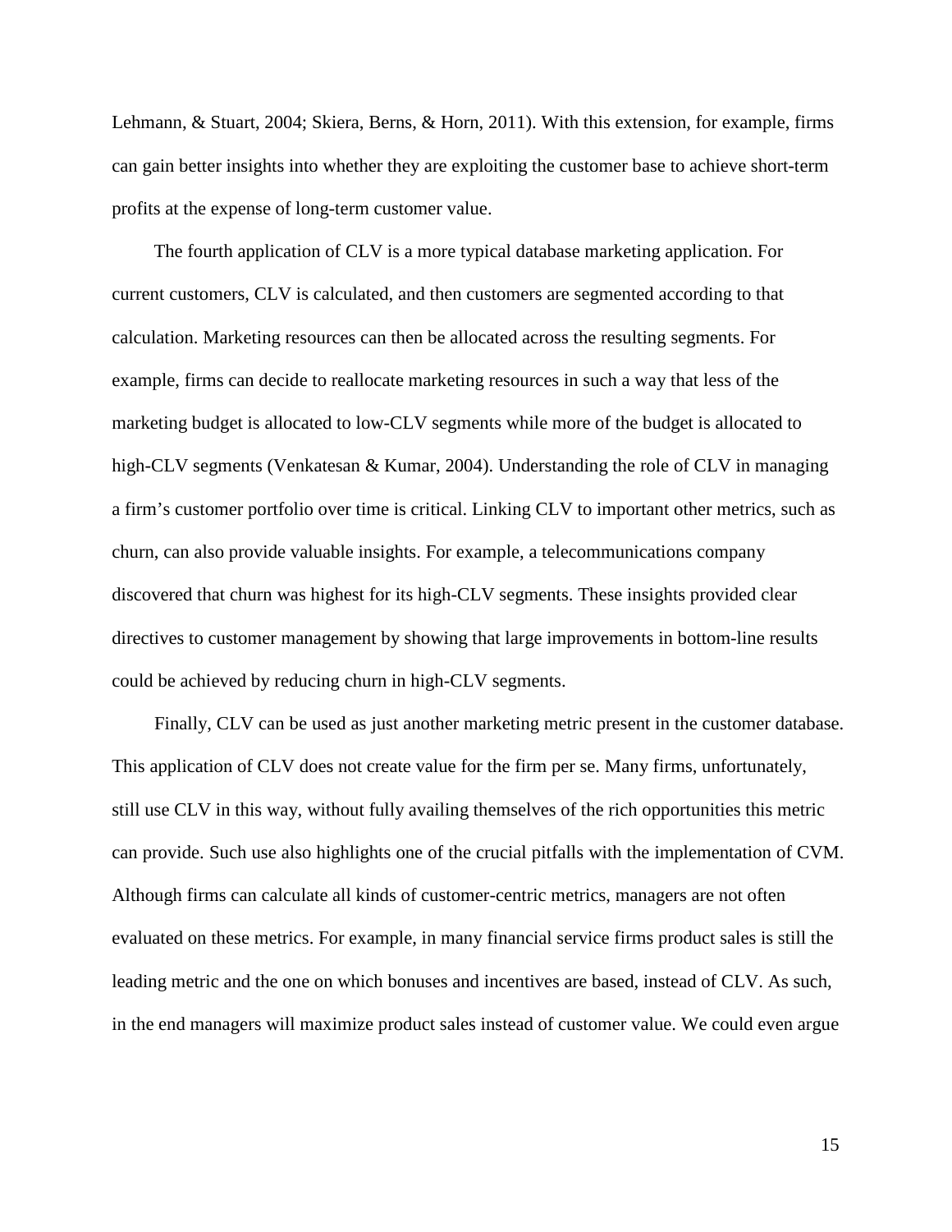Lehmann, & Stuart, 2004; Skiera, Berns, & Horn, 2011). With this extension, for example, firms can gain better insights into whether they are exploiting the customer base to achieve short-term profits at the expense of long-term customer value.

The fourth application of CLV is a more typical database marketing application. For current customers, CLV is calculated, and then customers are segmented according to that calculation. Marketing resources can then be allocated across the resulting segments. For example, firms can decide to reallocate marketing resources in such a way that less of the marketing budget is allocated to low-CLV segments while more of the budget is allocated to high-CLV segments (Venkatesan & Kumar, 2004). Understanding the role of CLV in managing a firm's customer portfolio over time is critical. Linking CLV to important other metrics, such as churn, can also provide valuable insights. For example, a telecommunications company discovered that churn was highest for its high-CLV segments. These insights provided clear directives to customer management by showing that large improvements in bottom-line results could be achieved by reducing churn in high-CLV segments.

Finally, CLV can be used as just another marketing metric present in the customer database. This application of CLV does not create value for the firm per se. Many firms, unfortunately, still use CLV in this way, without fully availing themselves of the rich opportunities this metric can provide. Such use also highlights one of the crucial pitfalls with the implementation of CVM. Although firms can calculate all kinds of customer-centric metrics, managers are not often evaluated on these metrics. For example, in many financial service firms product sales is still the leading metric and the one on which bonuses and incentives are based, instead of CLV. As such, in the end managers will maximize product sales instead of customer value. We could even argue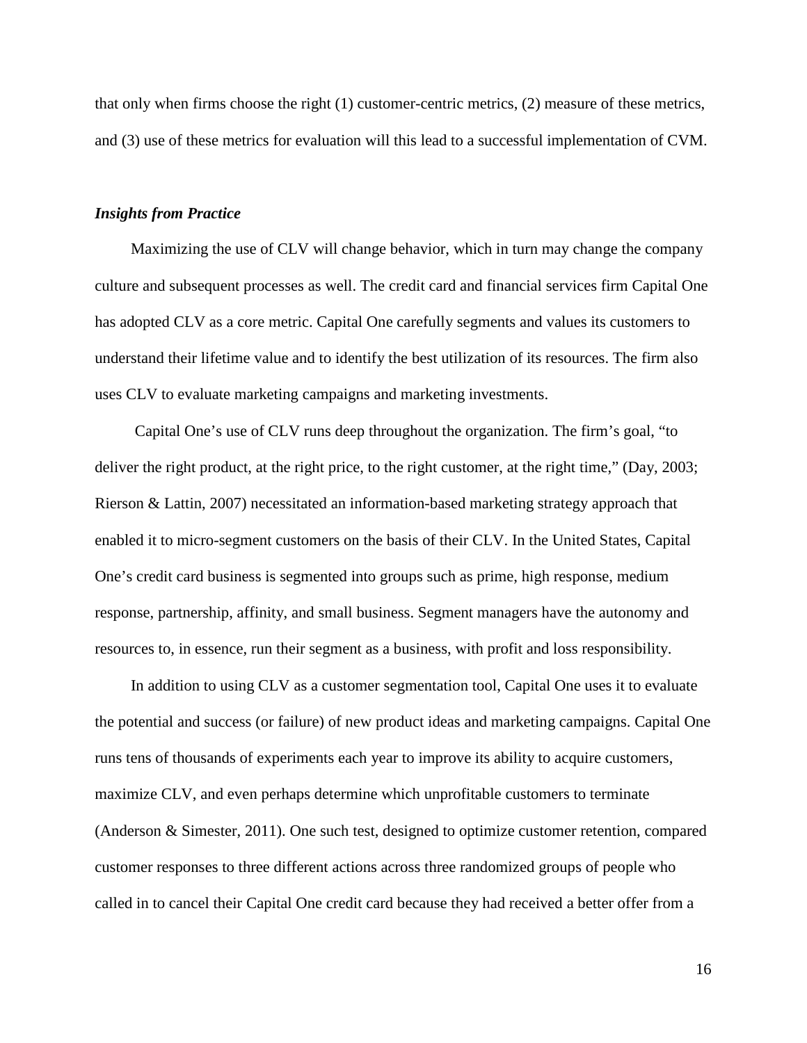that only when firms choose the right (1) customer-centric metrics, (2) measure of these metrics, and (3) use of these metrics for evaluation will this lead to a successful implementation of CVM.

### *Insights from Practice*

Maximizing the use of CLV will change behavior, which in turn may change the company culture and subsequent processes as well. The credit card and financial services firm Capital One has adopted CLV as a core metric. Capital One carefully segments and values its customers to understand their lifetime value and to identify the best utilization of its resources. The firm also uses CLV to evaluate marketing campaigns and marketing investments.

Capital One's use of CLV runs deep throughout the organization. The firm's goal, "to deliver the right product, at the right price, to the right customer, at the right time," (Day, 2003; Rierson & Lattin, 2007) necessitated an information-based marketing strategy approach that enabled it to micro-segment customers on the basis of their CLV. In the United States, Capital One's credit card business is segmented into groups such as prime, high response, medium response, partnership, affinity, and small business. Segment managers have the autonomy and resources to, in essence, run their segment as a business, with profit and loss responsibility.

In addition to using CLV as a customer segmentation tool, Capital One uses it to evaluate the potential and success (or failure) of new product ideas and marketing campaigns. Capital One runs tens of thousands of experiments each year to improve its ability to acquire customers, maximize CLV, and even perhaps determine which unprofitable customers to terminate (Anderson & Simester, 2011). One such test, designed to optimize customer retention, compared customer responses to three different actions across three randomized groups of people who called in to cancel their Capital One credit card because they had received a better offer from a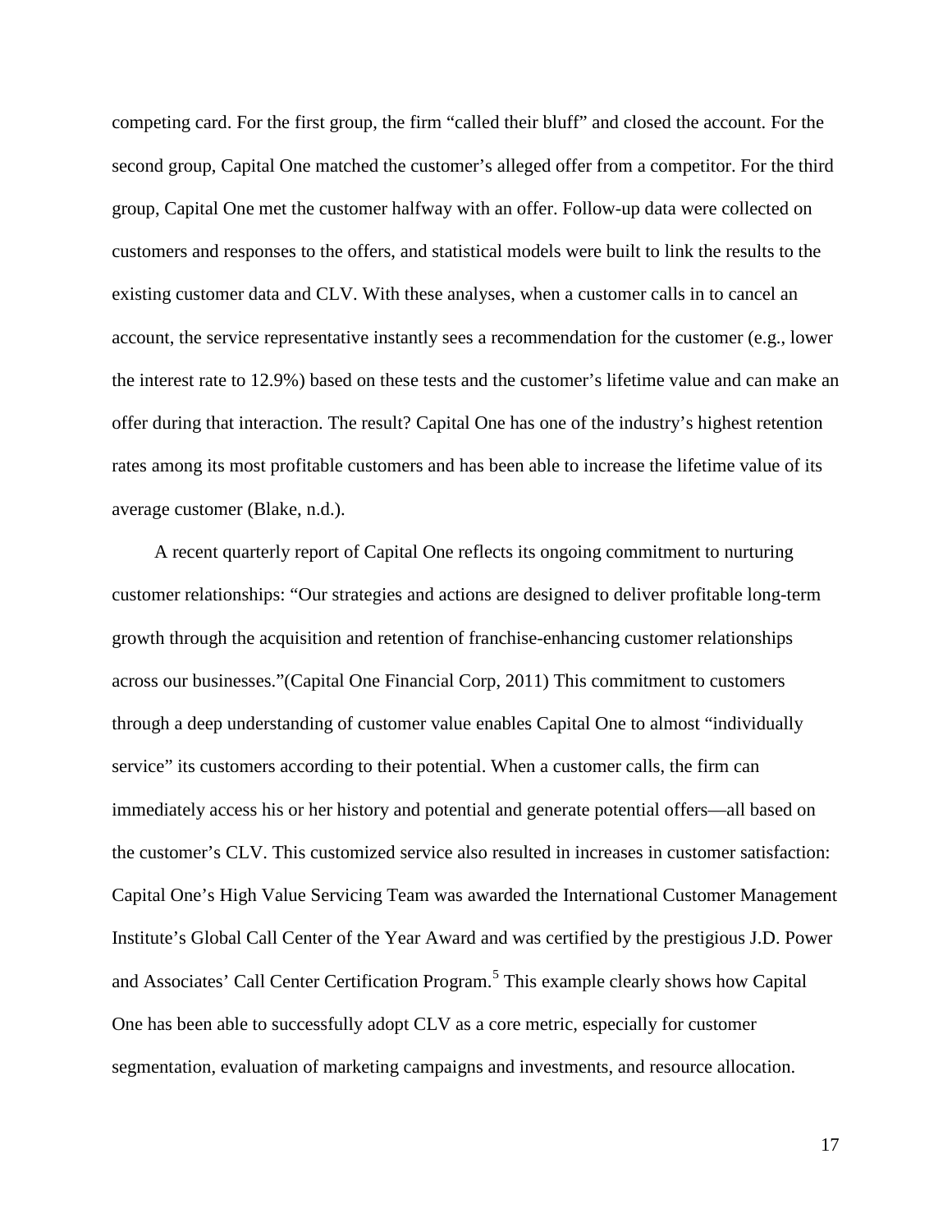competing card. For the first group, the firm "called their bluff" and closed the account. For the second group, Capital One matched the customer's alleged offer from a competitor. For the third group, Capital One met the customer halfway with an offer. Follow-up data were collected on customers and responses to the offers, and statistical models were built to link the results to the existing customer data and CLV. With these analyses, when a customer calls in to cancel an account, the service representative instantly sees a recommendation for the customer (e.g., lower the interest rate to 12.9%) based on these tests and the customer's lifetime value and can make an offer during that interaction. The result? Capital One has one of the industry's highest retention rates among its most profitable customers and has been able to increase the lifetime value of its average customer (Blake, n.d.).

A recent quarterly report of Capital One reflects its ongoing commitment to nurturing customer relationships: "Our strategies and actions are designed to deliver profitable long-term growth through the acquisition and retention of franchise-enhancing customer relationships across our businesses."(Capital One Financial Corp, 2011) This commitment to customers through a deep understanding of customer value enables Capital One to almost "individually service" its customers according to their potential. When a customer calls, the firm can immediately access his or her history and potential and generate potential offers—all based on the customer's CLV. This customized service also resulted in increases in customer satisfaction: Capital One's High Value Servicing Team was awarded the International Customer Management Institute's Global Call Center of the Year Award and was certified by the prestigious J.D. Power and Associates' Call Center Certification Program.[5] This example clearly shows how Capital One has been able to successfully adopt CLV as a core metric, especially for customer segmentation, evaluation of marketing campaigns and investments, and resource allocation.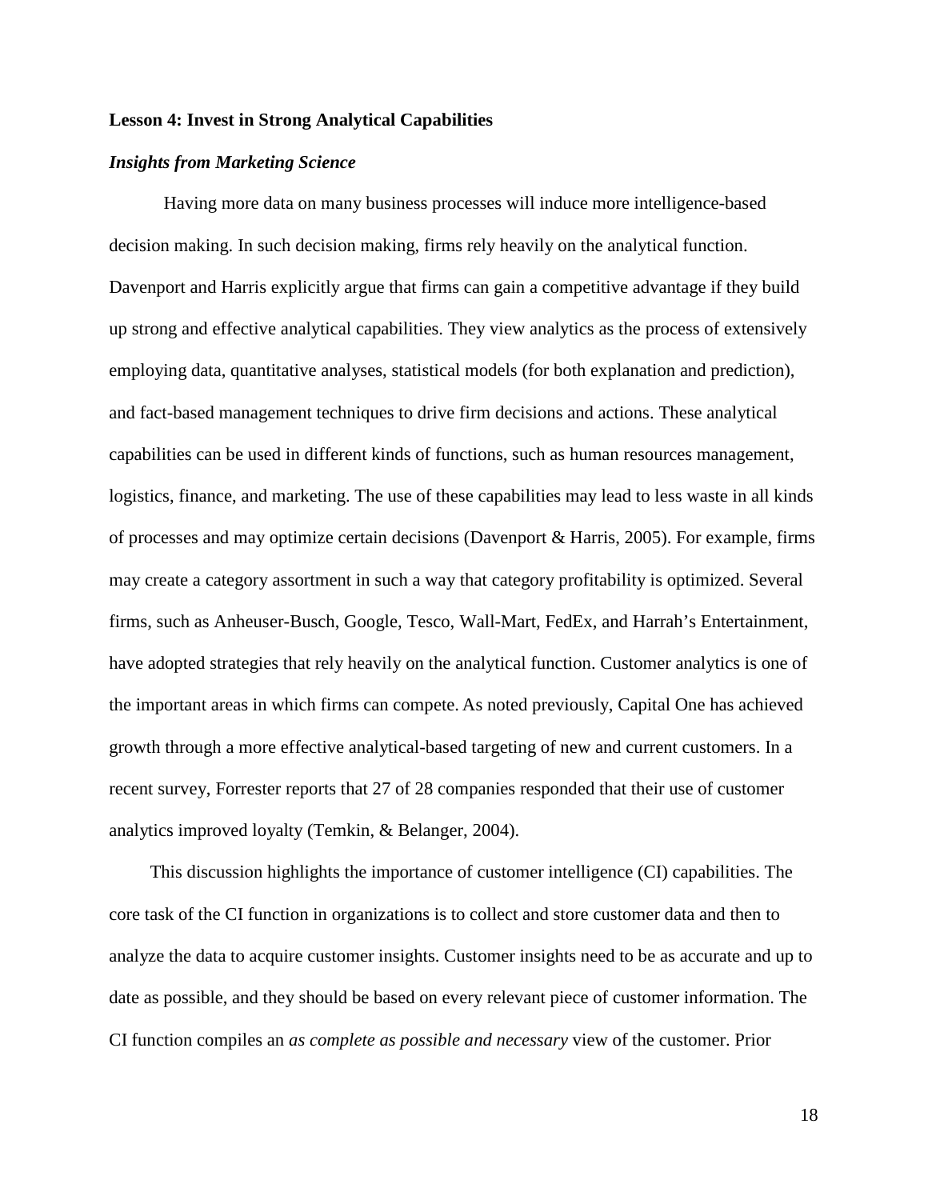**Lesson 4: Invest in Strong Analytical Capabilities**

***Insights from Marketing Science***

Having more data on many business processes will induce more intelligence-based decision making. In such decision making, firms rely heavily on the analytical function. Davenport and Harris explicitly argue that firms can gain a competitive advantage if they build up strong and effective analytical capabilities. They view analytics as the process of extensively employing data, quantitative analyses, statistical models (for both explanation and prediction), and fact-based management techniques to drive firm decisions and actions. These analytical capabilities can be used in different kinds of functions, such as human resources management, logistics, finance, and marketing. The use of these capabilities may lead to less waste in all kinds of processes and may optimize certain decisions (Davenport & Harris, 2005). For example, firms may create a category assortment in such a way that category profitability is optimized. Several firms, such as Anheuser-Busch, Google, Tesco, Wall-Mart, FedEx, and Harrah's Entertainment, have adopted strategies that rely heavily on the analytical function. Customer analytics is one of the important areas in which firms can compete. As noted previously, Capital One has achieved growth through a more effective analytical-based targeting of new and current customers. In a recent survey, Forrester reports that 27 of 28 companies responded that their use of customer analytics improved loyalty (Temkin, & Belanger, 2004).

This discussion highlights the importance of customer intelligence (CI) capabilities. The core task of the CI function in organizations is to collect and store customer data and then to analyze the data to acquire customer insights. Customer insights need to be as accurate and up to date as possible, and they should be based on every relevant piece of customer information. The CI function compiles an *as complete as possible and necessary* view of the customer. Prior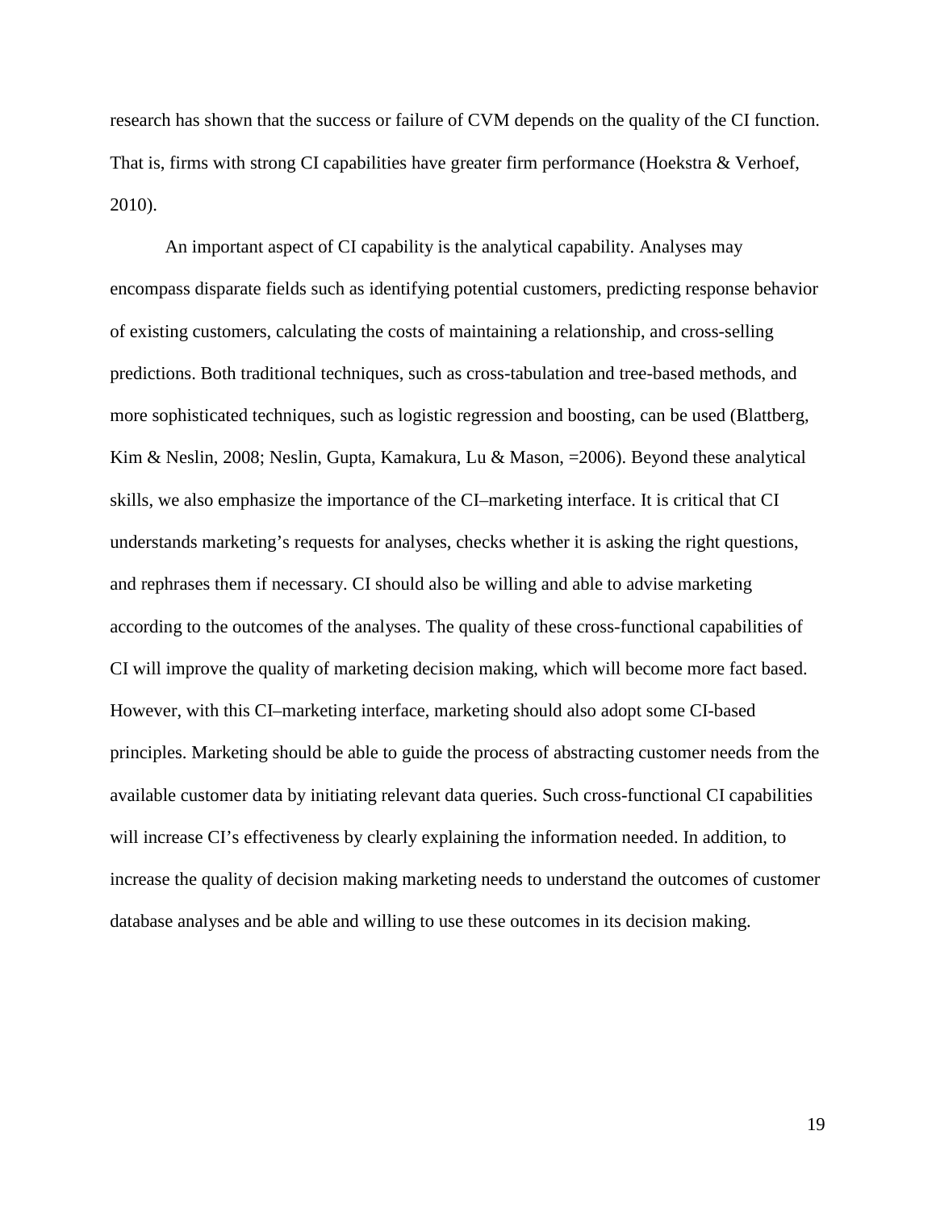research has shown that the success or failure of CVM depends on the quality of the CI function. That is, firms with strong CI capabilities have greater firm performance (Hoekstra & Verhoef, 2010).

An important aspect of CI capability is the analytical capability. Analyses may encompass disparate fields such as identifying potential customers, predicting response behavior of existing customers, calculating the costs of maintaining a relationship, and cross-selling predictions. Both traditional techniques, such as cross-tabulation and tree-based methods, and more sophisticated techniques, such as logistic regression and boosting, can be used (Blattberg, Kim & Neslin, 2008; Neslin, Gupta, Kamakura, Lu & Mason, =2006). Beyond these analytical skills, we also emphasize the importance of the CI–marketing interface. It is critical that CI understands marketing's requests for analyses, checks whether it is asking the right questions, and rephrases them if necessary. CI should also be willing and able to advise marketing according to the outcomes of the analyses. The quality of these cross-functional capabilities of CI will improve the quality of marketing decision making, which will become more fact based. However, with this CI–marketing interface, marketing should also adopt some CI-based principles. Marketing should be able to guide the process of abstracting customer needs from the available customer data by initiating relevant data queries. Such cross-functional CI capabilities will increase CI's effectiveness by clearly explaining the information needed. In addition, to increase the quality of decision making marketing needs to understand the outcomes of customer database analyses and be able and willing to use these outcomes in its decision making.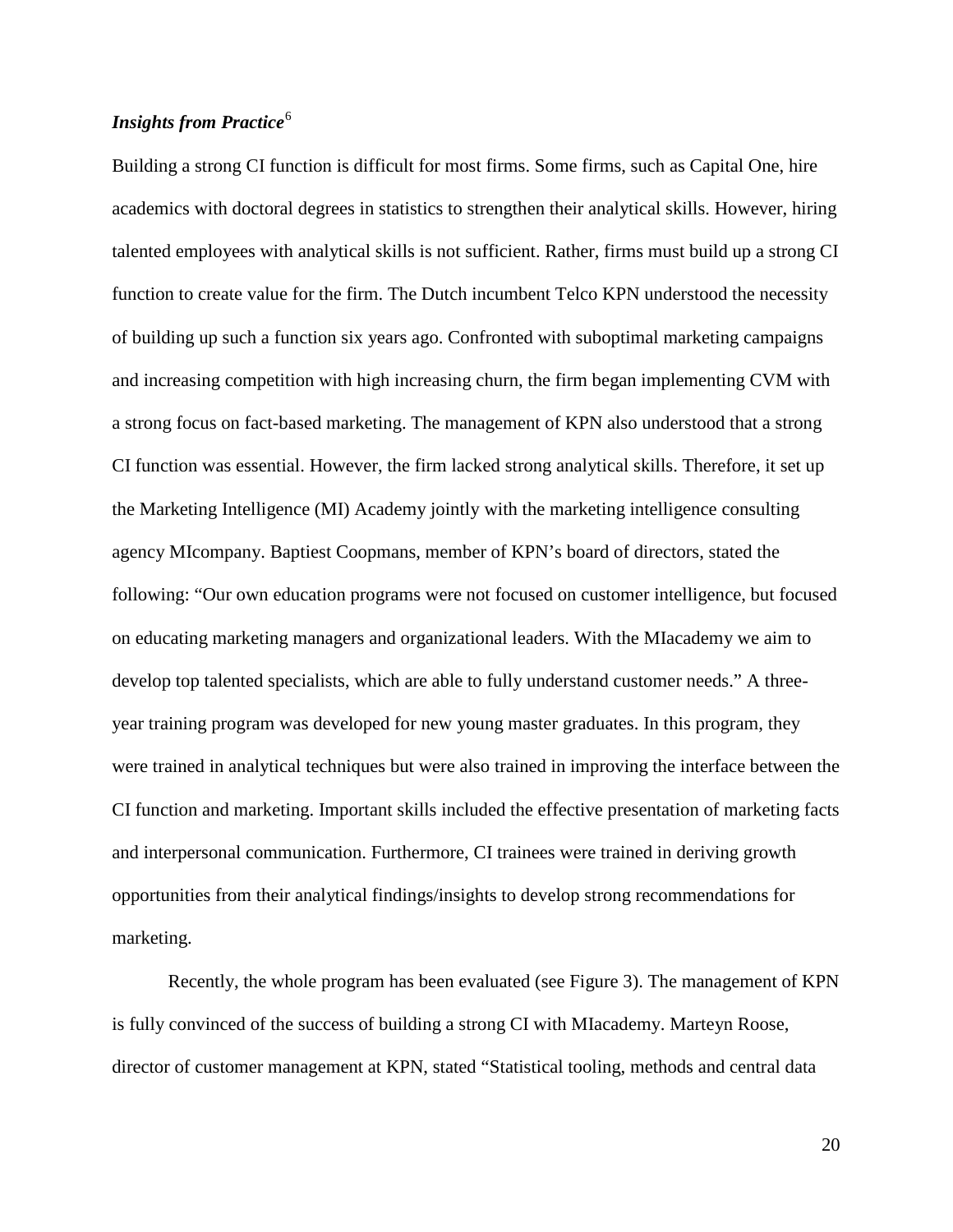### *Insights from Practice*[6]

Building a strong CI function is difficult for most firms. Some firms, such as Capital One, hire academics with doctoral degrees in statistics to strengthen their analytical skills. However, hiring talented employees with analytical skills is not sufficient. Rather, firms must build up a strong CI function to create value for the firm. The Dutch incumbent Telco KPN understood the necessity of building up such a function six years ago. Confronted with suboptimal marketing campaigns and increasing competition with high increasing churn, the firm began implementing CVM with a strong focus on fact-based marketing. The management of KPN also understood that a strong CI function was essential. However, the firm lacked strong analytical skills. Therefore, it set up the Marketing Intelligence (MI) Academy jointly with the marketing intelligence consulting agency MIcompany. Baptiest Coopmans, member of KPN's board of directors, stated the following: "Our own education programs were not focused on customer intelligence, but focused on educating marketing managers and organizational leaders. With the MIacademy we aim to develop top talented specialists, which are able to fully understand customer needs." A three-year training program was developed for new young master graduates. In this program, they were trained in analytical techniques but were also trained in improving the interface between the CI function and marketing. Important skills included the effective presentation of marketing facts and interpersonal communication. Furthermore, CI trainees were trained in deriving growth opportunities from their analytical findings/insights to develop strong recommendations for marketing.

Recently, the whole program has been evaluated (see Figure 3). The management of KPN is fully convinced of the success of building a strong CI with MIacademy. Marteyn Roose, director of customer management at KPN, stated "Statistical tooling, methods and central data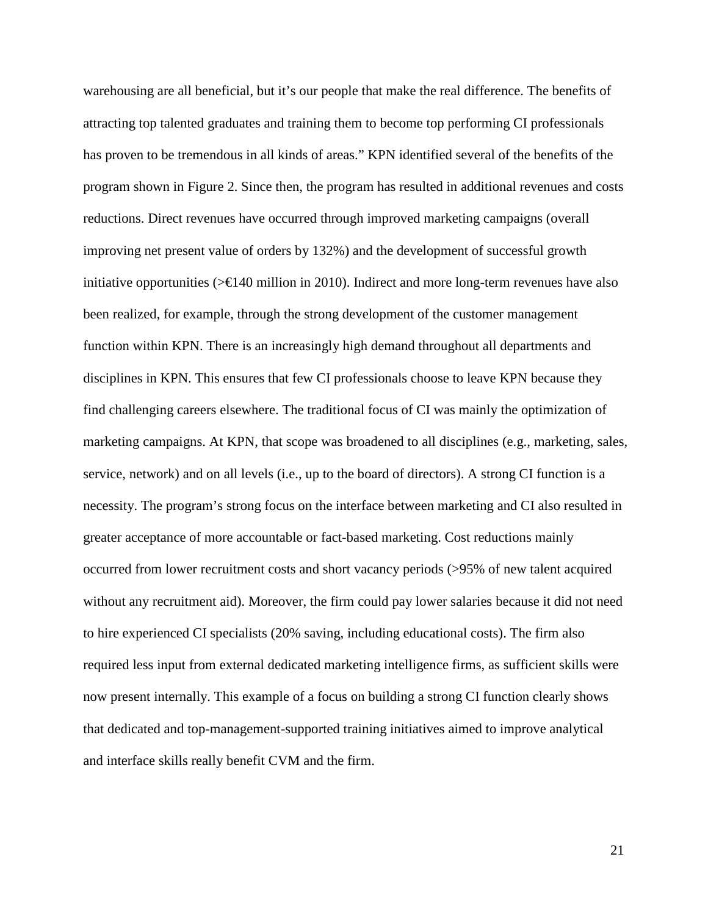warehousing are all beneficial, but it's our people that make the real difference. The benefits of attracting top talented graduates and training them to become top performing CI professionals has proven to be tremendous in all kinds of areas." KPN identified several of the benefits of the program shown in Figure 2. Since then, the program has resulted in additional revenues and costs reductions. Direct revenues have occurred through improved marketing campaigns (overall improving net present value of orders by 132%) and the development of successful growth initiative opportunities (>€140 million in 2010). Indirect and more long-term revenues have also been realized, for example, through the strong development of the customer management function within KPN. There is an increasingly high demand throughout all departments and disciplines in KPN. This ensures that few CI professionals choose to leave KPN because they find challenging careers elsewhere. The traditional focus of CI was mainly the optimization of marketing campaigns. At KPN, that scope was broadened to all disciplines (e.g., marketing, sales, service, network) and on all levels (i.e., up to the board of directors). A strong CI function is a necessity. The program's strong focus on the interface between marketing and CI also resulted in greater acceptance of more accountable or fact-based marketing. Cost reductions mainly occurred from lower recruitment costs and short vacancy periods (>95% of new talent acquired without any recruitment aid). Moreover, the firm could pay lower salaries because it did not need to hire experienced CI specialists (20% saving, including educational costs). The firm also required less input from external dedicated marketing intelligence firms, as sufficient skills were now present internally. This example of a focus on building a strong CI function clearly shows that dedicated and top-management-supported training initiatives aimed to improve analytical and interface skills really benefit CVM and the firm.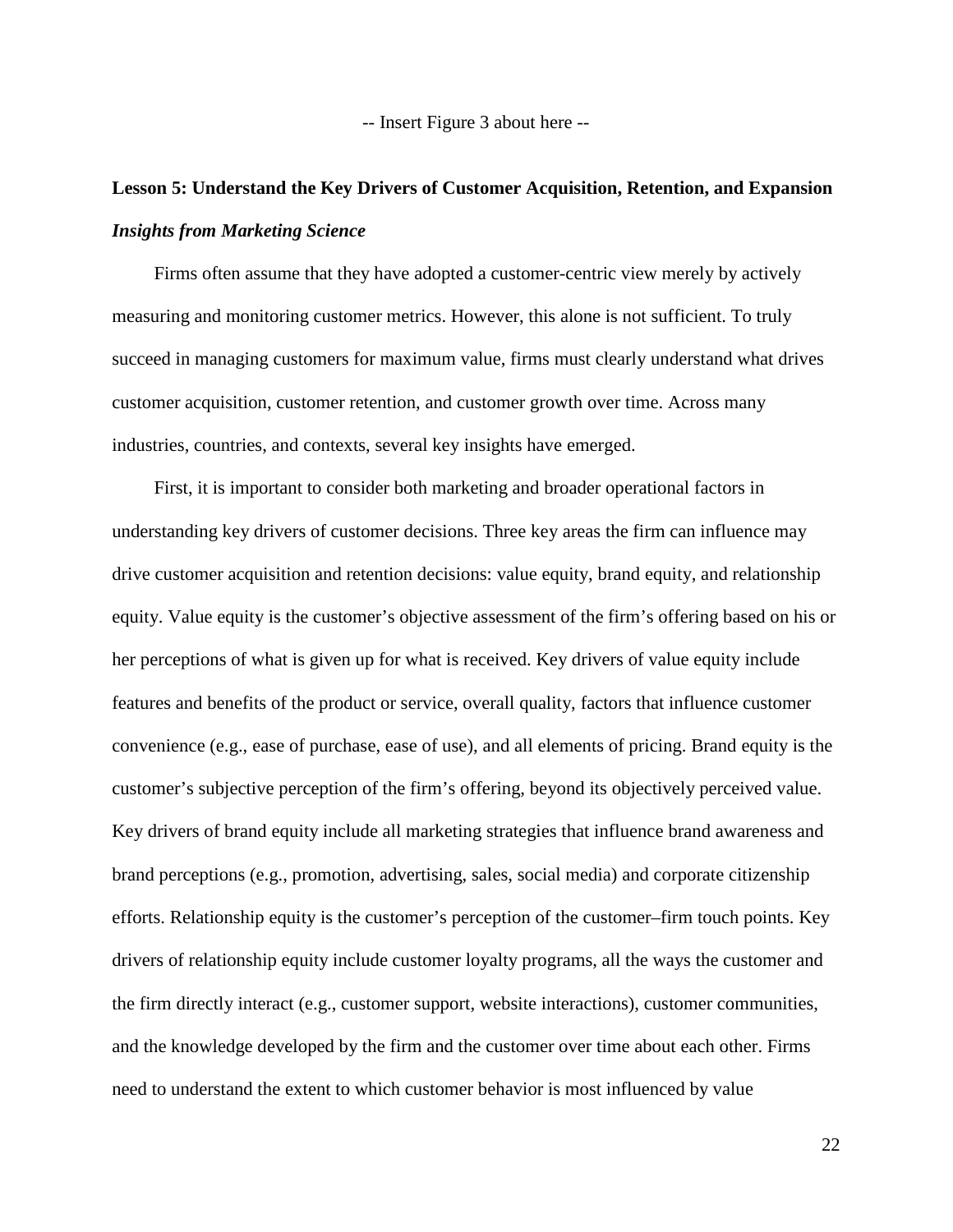-- Insert Figure 3 about here --

## Lesson 5: Understand the Key Drivers of Customer Acquisition, Retention, and Expansion

### *Insights from Marketing Science*

Firms often assume that they have adopted a customer-centric view merely by actively measuring and monitoring customer metrics. However, this alone is not sufficient. To truly succeed in managing customers for maximum value, firms must clearly understand what drives customer acquisition, customer retention, and customer growth over time. Across many industries, countries, and contexts, several key insights have emerged.

First, it is important to consider both marketing and broader operational factors in understanding key drivers of customer decisions. Three key areas the firm can influence may drive customer acquisition and retention decisions: value equity, brand equity, and relationship equity. Value equity is the customer's objective assessment of the firm's offering based on his or her perceptions of what is given up for what is received. Key drivers of value equity include features and benefits of the product or service, overall quality, factors that influence customer convenience (e.g., ease of purchase, ease of use), and all elements of pricing. Brand equity is the customer's subjective perception of the firm's offering, beyond its objectively perceived value. Key drivers of brand equity include all marketing strategies that influence brand awareness and brand perceptions (e.g., promotion, advertising, sales, social media) and corporate citizenship efforts. Relationship equity is the customer's perception of the customer–firm touch points. Key drivers of relationship equity include customer loyalty programs, all the ways the customer and the firm directly interact (e.g., customer support, website interactions), customer communities, and the knowledge developed by the firm and the customer over time about each other. Firms need to understand the extent to which customer behavior is most influenced by value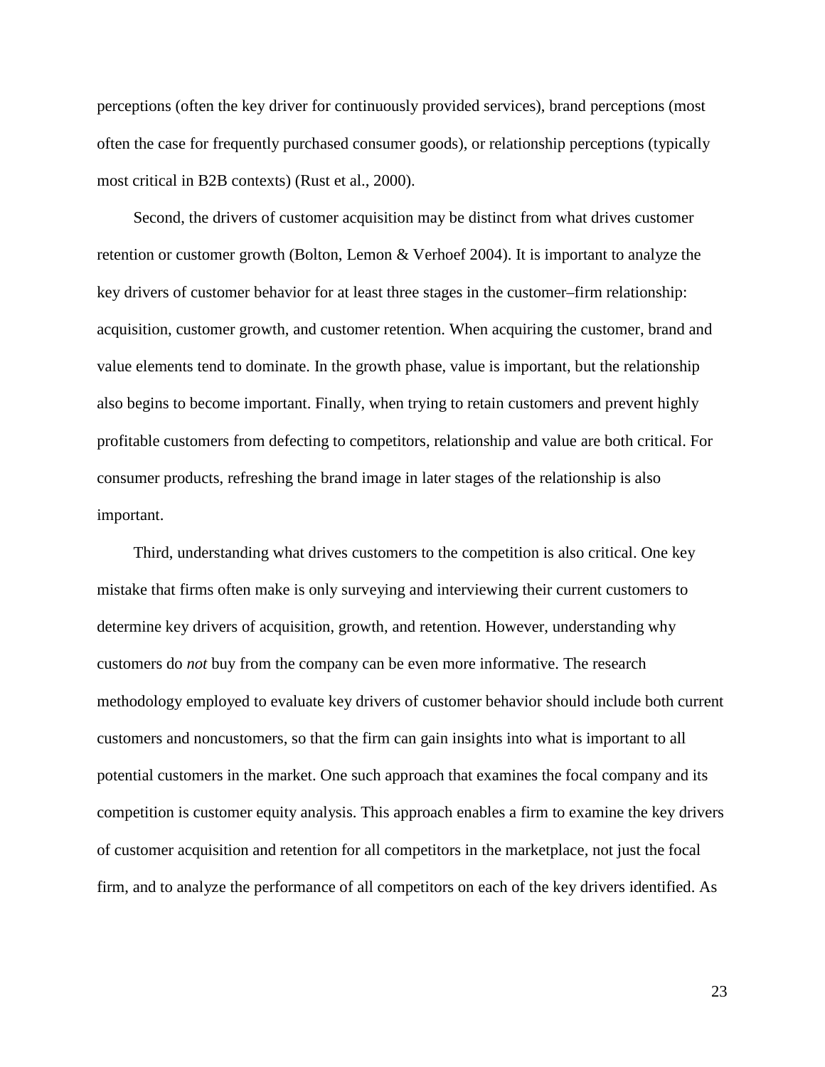perceptions (often the key driver for continuously provided services), brand perceptions (most often the case for frequently purchased consumer goods), or relationship perceptions (typically most critical in B2B contexts) (Rust et al., 2000).

Second, the drivers of customer acquisition may be distinct from what drives customer retention or customer growth (Bolton, Lemon & Verhoef 2004). It is important to analyze the key drivers of customer behavior for at least three stages in the customer–firm relationship: acquisition, customer growth, and customer retention. When acquiring the customer, brand and value elements tend to dominate. In the growth phase, value is important, but the relationship also begins to become important. Finally, when trying to retain customers and prevent highly profitable customers from defecting to competitors, relationship and value are both critical. For consumer products, refreshing the brand image in later stages of the relationship is also important.

Third, understanding what drives customers to the competition is also critical. One key mistake that firms often make is only surveying and interviewing their current customers to determine key drivers of acquisition, growth, and retention. However, understanding why customers do *not* buy from the company can be even more informative. The research methodology employed to evaluate key drivers of customer behavior should include both current customers and noncustomers, so that the firm can gain insights into what is important to all potential customers in the market. One such approach that examines the focal company and its competition is customer equity analysis. This approach enables a firm to examine the key drivers of customer acquisition and retention for all competitors in the marketplace, not just the focal firm, and to analyze the performance of all competitors on each of the key drivers identified. As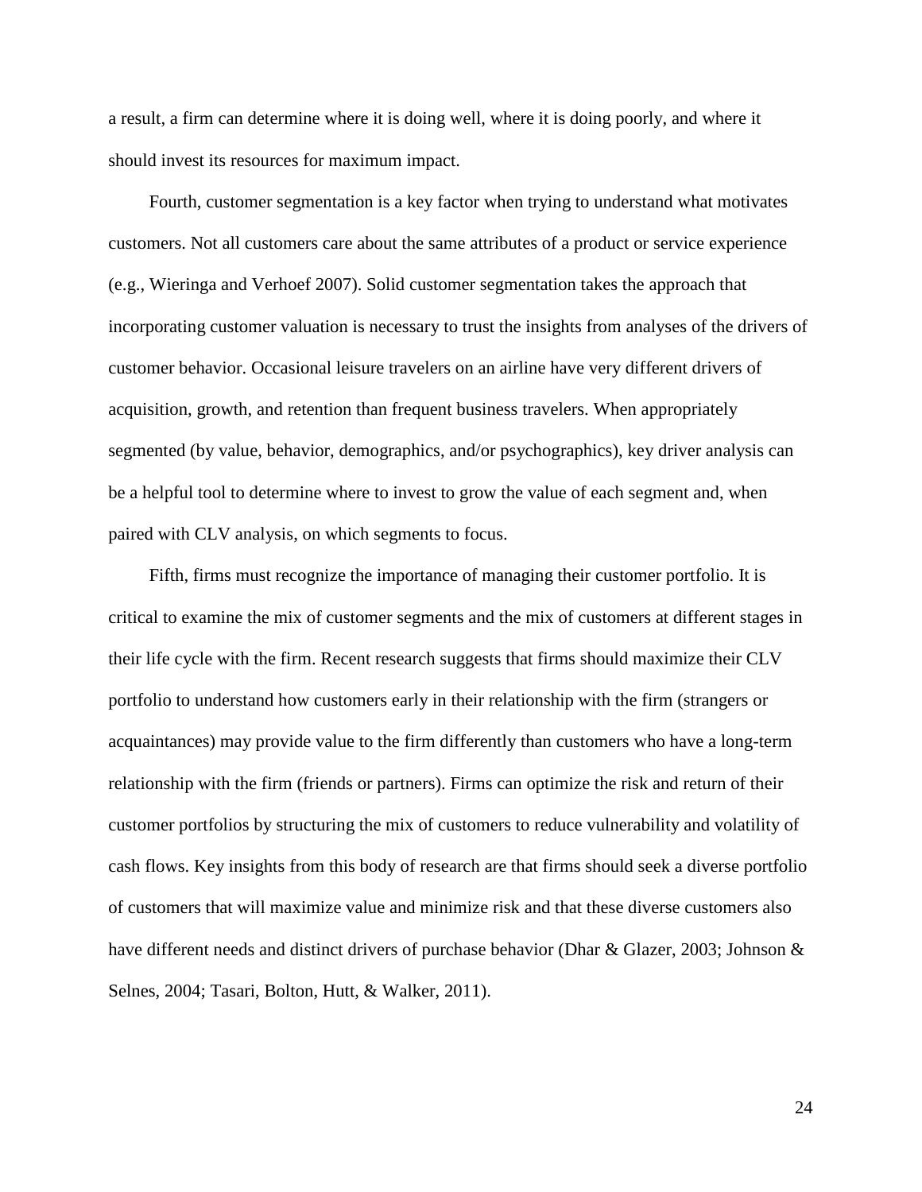a result, a firm can determine where it is doing well, where it is doing poorly, and where it should invest its resources for maximum impact.

Fourth, customer segmentation is a key factor when trying to understand what motivates customers. Not all customers care about the same attributes of a product or service experience (e.g., Wieringa and Verhoef 2007). Solid customer segmentation takes the approach that incorporating customer valuation is necessary to trust the insights from analyses of the drivers of customer behavior. Occasional leisure travelers on an airline have very different drivers of acquisition, growth, and retention than frequent business travelers. When appropriately segmented (by value, behavior, demographics, and/or psychographics), key driver analysis can be a helpful tool to determine where to invest to grow the value of each segment and, when paired with CLV analysis, on which segments to focus.

Fifth, firms must recognize the importance of managing their customer portfolio. It is critical to examine the mix of customer segments and the mix of customers at different stages in their life cycle with the firm. Recent research suggests that firms should maximize their CLV portfolio to understand how customers early in their relationship with the firm (strangers or acquaintances) may provide value to the firm differently than customers who have a long-term relationship with the firm (friends or partners). Firms can optimize the risk and return of their customer portfolios by structuring the mix of customers to reduce vulnerability and volatility of cash flows. Key insights from this body of research are that firms should seek a diverse portfolio of customers that will maximize value and minimize risk and that these diverse customers also have different needs and distinct drivers of purchase behavior (Dhar & Glazer, 2003; Johnson & Selnes, 2004; Tasari, Bolton, Hutt, & Walker, 2011).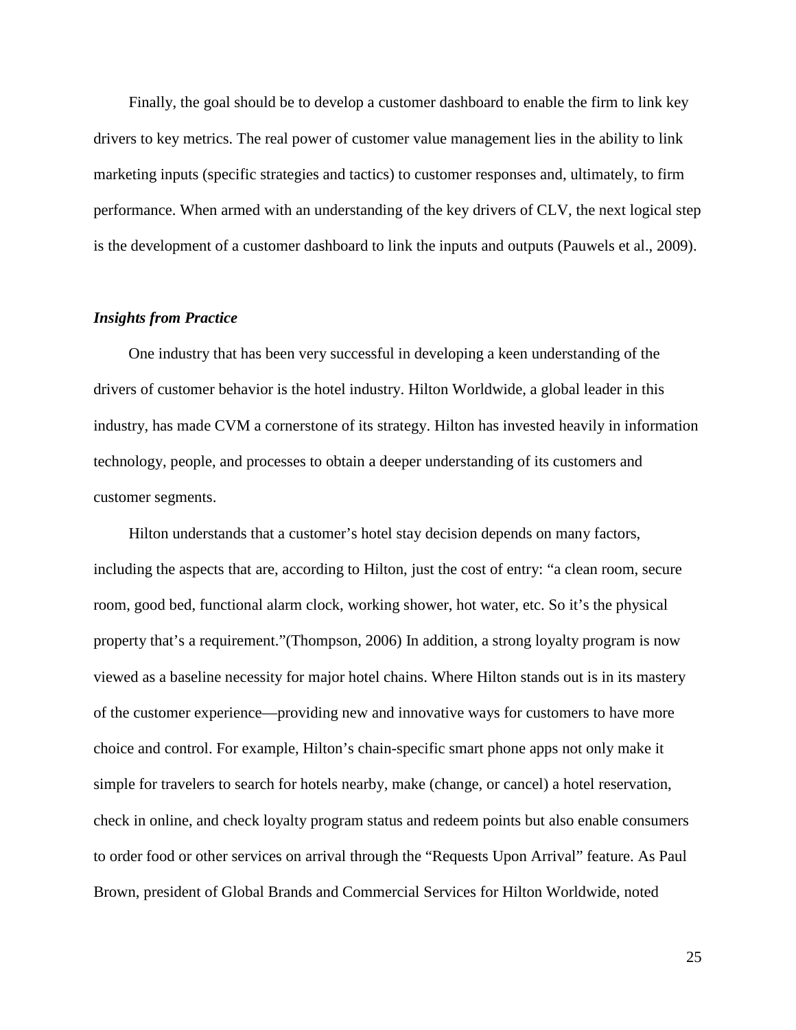Finally, the goal should be to develop a customer dashboard to enable the firm to link key drivers to key metrics. The real power of customer value management lies in the ability to link marketing inputs (specific strategies and tactics) to customer responses and, ultimately, to firm performance. When armed with an understanding of the key drivers of CLV, the next logical step is the development of a customer dashboard to link the inputs and outputs (Pauwels et al., 2009).

### *Insights from Practice*

One industry that has been very successful in developing a keen understanding of the drivers of customer behavior is the hotel industry. Hilton Worldwide, a global leader in this industry, has made CVM a cornerstone of its strategy. Hilton has invested heavily in information technology, people, and processes to obtain a deeper understanding of its customers and customer segments.

Hilton understands that a customer's hotel stay decision depends on many factors, including the aspects that are, according to Hilton, just the cost of entry: "a clean room, secure room, good bed, functional alarm clock, working shower, hot water, etc. So it's the physical property that's a requirement."(Thompson, 2006) In addition, a strong loyalty program is now viewed as a baseline necessity for major hotel chains. Where Hilton stands out is in its mastery of the customer experience—providing new and innovative ways for customers to have more choice and control. For example, Hilton's chain-specific smart phone apps not only make it simple for travelers to search for hotels nearby, make (change, or cancel) a hotel reservation, check in online, and check loyalty program status and redeem points but also enable consumers to order food or other services on arrival through the "Requests Upon Arrival" feature. As Paul Brown, president of Global Brands and Commercial Services for Hilton Worldwide, noted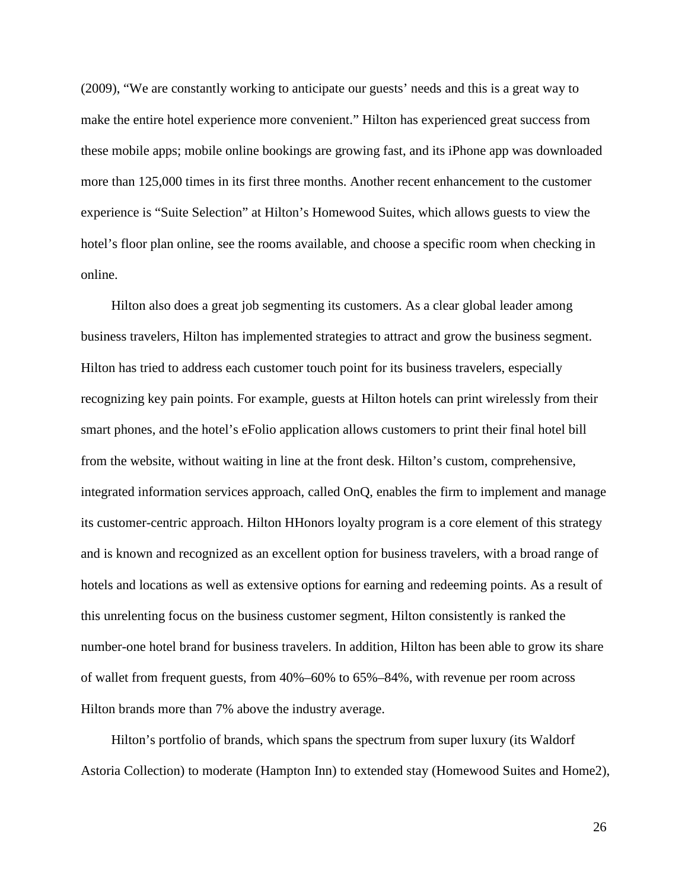(2009), “We are constantly working to anticipate our guests’ needs and this is a great way to make the entire hotel experience more convenient.” Hilton has experienced great success from these mobile apps; mobile online bookings are growing fast, and its iPhone app was downloaded more than 125,000 times in its first three months. Another recent enhancement to the customer experience is “Suite Selection” at Hilton’s Homewood Suites, which allows guests to view the hotel’s floor plan online, see the rooms available, and choose a specific room when checking in online.

Hilton also does a great job segmenting its customers. As a clear global leader among business travelers, Hilton has implemented strategies to attract and grow the business segment. Hilton has tried to address each customer touch point for its business travelers, especially recognizing key pain points. For example, guests at Hilton hotels can print wirelessly from their smart phones, and the hotel’s eFolio application allows customers to print their final hotel bill from the website, without waiting in line at the front desk. Hilton’s custom, comprehensive, integrated information services approach, called OnQ, enables the firm to implement and manage its customer-centric approach. Hilton HHonors loyalty program is a core element of this strategy and is known and recognized as an excellent option for business travelers, with a broad range of hotels and locations as well as extensive options for earning and redeeming points. As a result of this unrelenting focus on the business customer segment, Hilton consistently is ranked the number-one hotel brand for business travelers. In addition, Hilton has been able to grow its share of wallet from frequent guests, from 40%–60% to 65%–84%, with revenue per room across Hilton brands more than 7% above the industry average.

Hilton’s portfolio of brands, which spans the spectrum from super luxury (its Waldorf Astoria Collection) to moderate (Hampton Inn) to extended stay (Homewood Suites and Home2),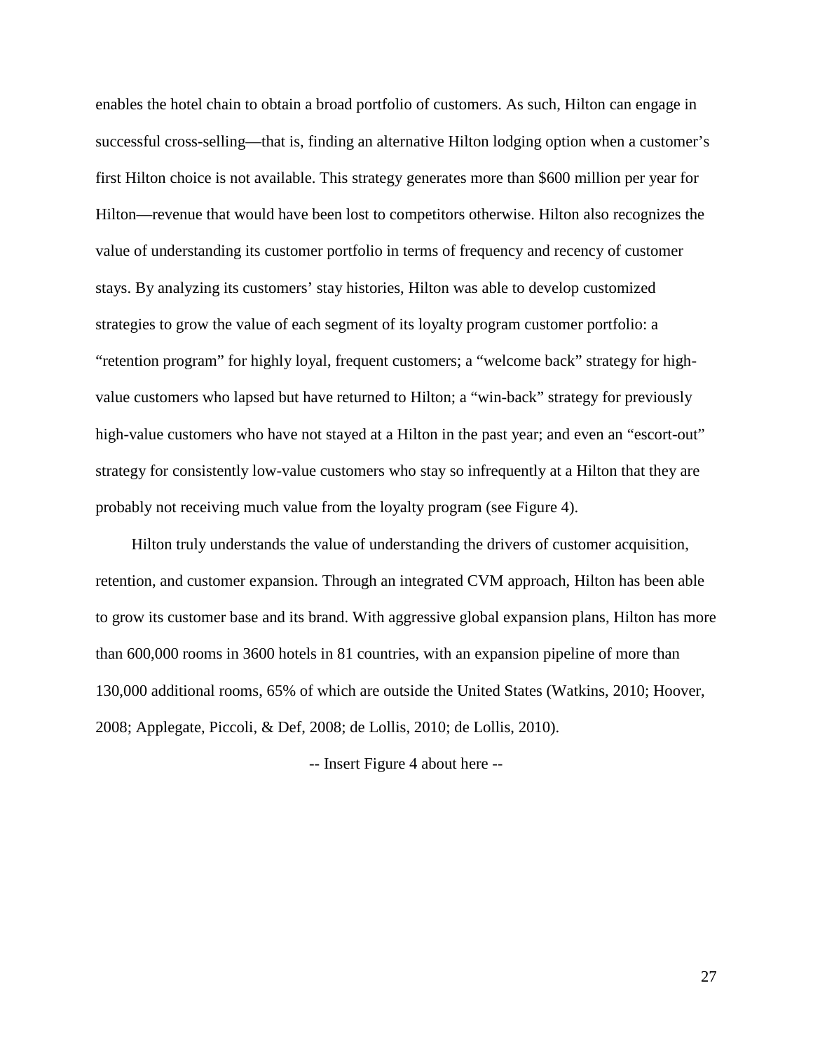enables the hotel chain to obtain a broad portfolio of customers. As such, Hilton can engage in successful cross-selling—that is, finding an alternative Hilton lodging option when a customer's first Hilton choice is not available. This strategy generates more than $600 million per year for Hilton—revenue that would have been lost to competitors otherwise. Hilton also recognizes the value of understanding its customer portfolio in terms of frequency and recency of customer stays. By analyzing its customers' stay histories, Hilton was able to develop customized strategies to grow the value of each segment of its loyalty program customer portfolio: a "retention program" for highly loyal, frequent customers; a "welcome back" strategy for high-value customers who lapsed but have returned to Hilton; a "win-back" strategy for previously high-value customers who have not stayed at a Hilton in the past year; and even an "escort-out" strategy for consistently low-value customers who stay so infrequently at a Hilton that they are probably not receiving much value from the loyalty program (see Figure 4).

Hilton truly understands the value of understanding the drivers of customer acquisition, retention, and customer expansion. Through an integrated CVM approach, Hilton has been able to grow its customer base and its brand. With aggressive global expansion plans, Hilton has more than 600,000 rooms in 3600 hotels in 81 countries, with an expansion pipeline of more than 130,000 additional rooms, 65% of which are outside the United States (Watkins, 2010; Hoover, 2008; Applegate, Piccoli, & Def, 2008; de Lollis, 2010; de Lollis, 2010).

-- Insert Figure 4 about here --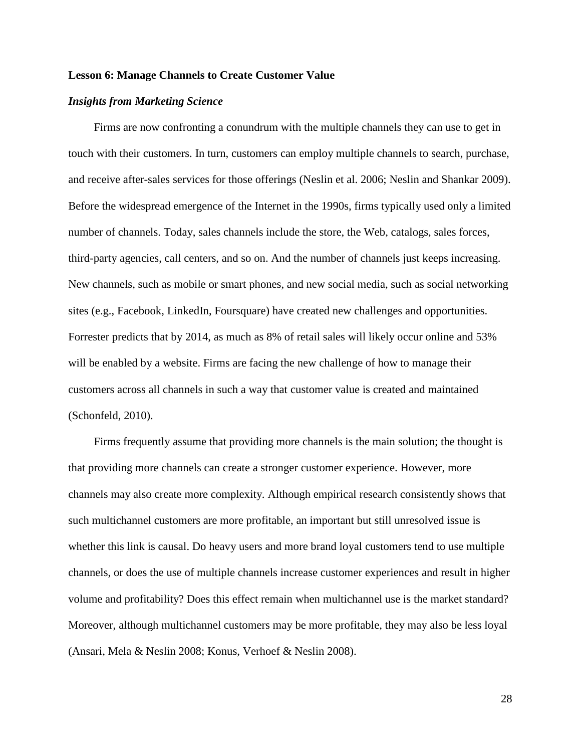**Lesson 6: Manage Channels to Create Customer Value**

***Insights from Marketing Science***

Firms are now confronting a conundrum with the multiple channels they can use to get in touch with their customers. In turn, customers can employ multiple channels to search, purchase, and receive after-sales services for those offerings (Neslin et al. 2006; Neslin and Shankar 2009). Before the widespread emergence of the Internet in the 1990s, firms typically used only a limited number of channels. Today, sales channels include the store, the Web, catalogs, sales forces, third-party agencies, call centers, and so on. And the number of channels just keeps increasing. New channels, such as mobile or smart phones, and new social media, such as social networking sites (e.g., Facebook, LinkedIn, Foursquare) have created new challenges and opportunities. Forrester predicts that by 2014, as much as 8% of retail sales will likely occur online and 53% will be enabled by a website. Firms are facing the new challenge of how to manage their customers across all channels in such a way that customer value is created and maintained (Schonfeld, 2010).

Firms frequently assume that providing more channels is the main solution; the thought is that providing more channels can create a stronger customer experience. However, more channels may also create more complexity. Although empirical research consistently shows that such multichannel customers are more profitable, an important but still unresolved issue is whether this link is causal. Do heavy users and more brand loyal customers tend to use multiple channels, or does the use of multiple channels increase customer experiences and result in higher volume and profitability? Does this effect remain when multichannel use is the market standard? Moreover, although multichannel customers may be more profitable, they may also be less loyal (Ansari, Mela & Neslin 2008; Konus, Verhoef & Neslin 2008).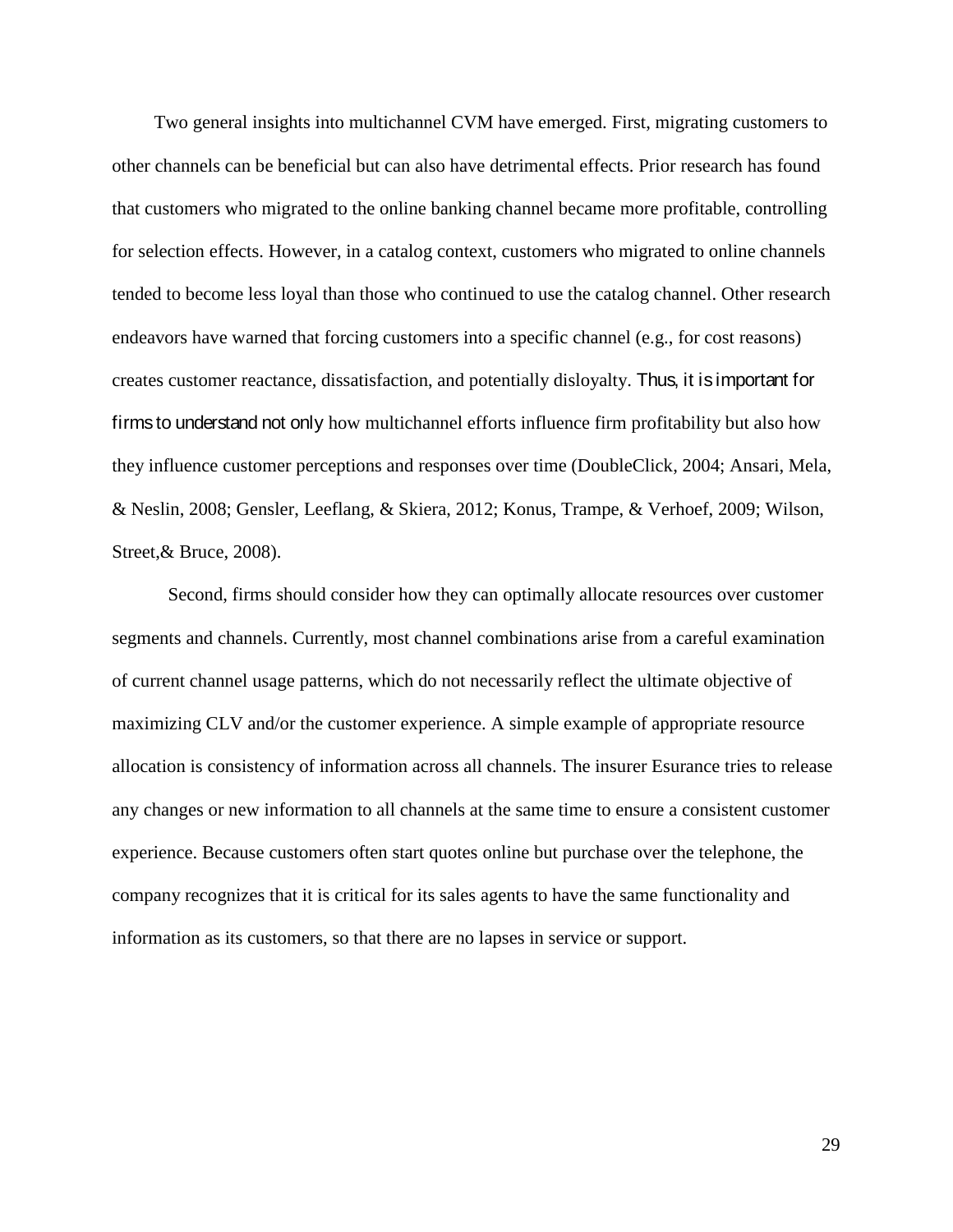Two general insights into multichannel CVM have emerged. First, migrating customers to other channels can be beneficial but can also have detrimental effects. Prior research has found that customers who migrated to the online banking channel became more profitable, controlling for selection effects. However, in a catalog context, customers who migrated to online channels tended to become less loyal than those who continued to use the catalog channel. Other research endeavors have warned that forcing customers into a specific channel (e.g., for cost reasons) creates customer reactance, dissatisfaction, and potentially disloyalty. Thus, it is important for firms to understand not only how multichannel efforts influence firm profitability but also how they influence customer perceptions and responses over time (DoubleClick, 2004; Ansari, Mela, & Neslin, 2008; Gensler, Leeflang, & Skiera, 2012; Konus, Trampe, & Verhoef, 2009; Wilson, Street,& Bruce, 2008).

Second, firms should consider how they can optimally allocate resources over customer segments and channels. Currently, most channel combinations arise from a careful examination of current channel usage patterns, which do not necessarily reflect the ultimate objective of maximizing CLV and/or the customer experience. A simple example of appropriate resource allocation is consistency of information across all channels. The insurer Esurance tries to release any changes or new information to all channels at the same time to ensure a consistent customer experience. Because customers often start quotes online but purchase over the telephone, the company recognizes that it is critical for its sales agents to have the same functionality and information as its customers, so that there are no lapses in service or support.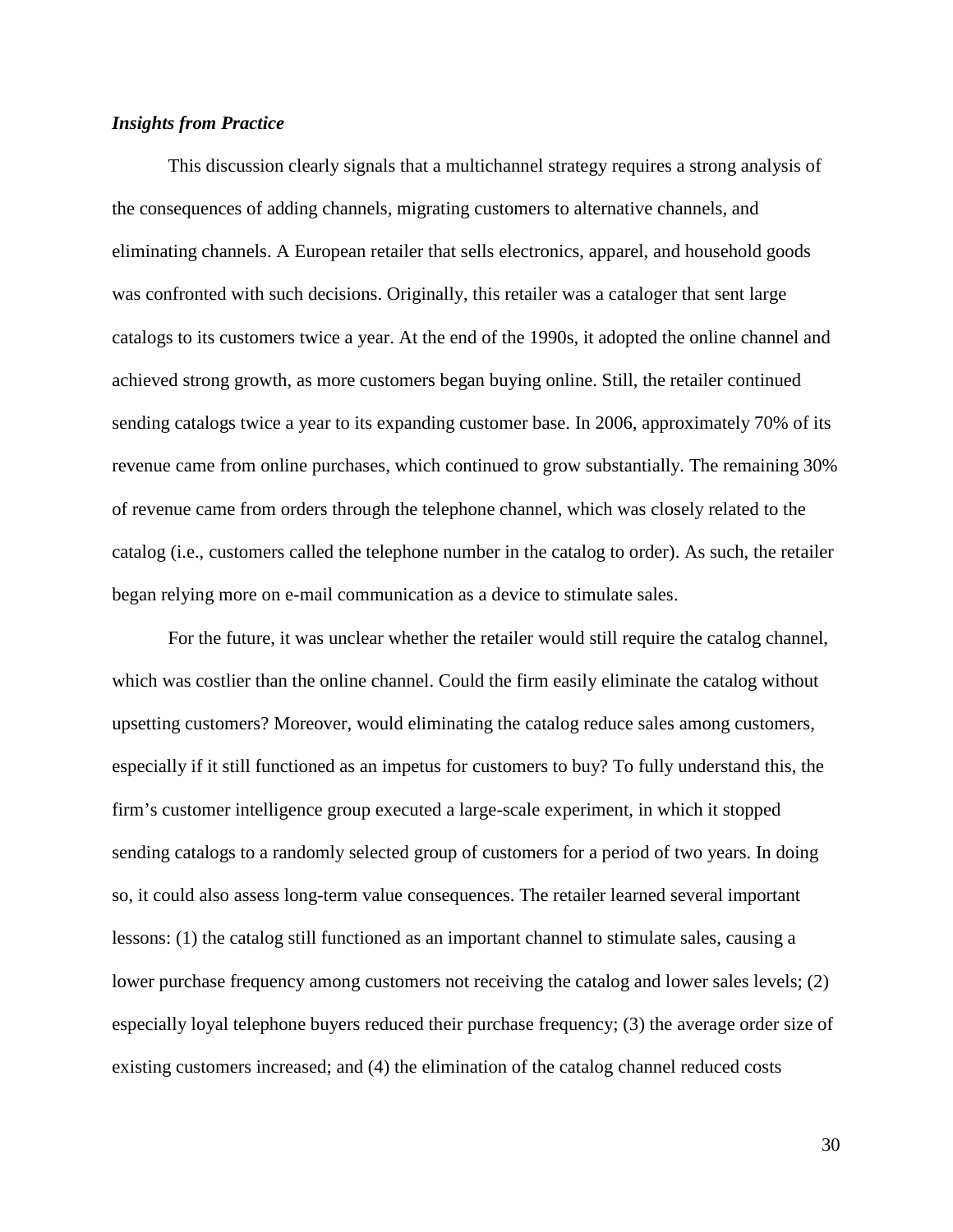***Insights from Practice***

This discussion clearly signals that a multichannel strategy requires a strong analysis of the consequences of adding channels, migrating customers to alternative channels, and eliminating channels. A European retailer that sells electronics, apparel, and household goods was confronted with such decisions. Originally, this retailer was a cataloger that sent large catalogs to its customers twice a year. At the end of the 1990s, it adopted the online channel and achieved strong growth, as more customers began buying online. Still, the retailer continued sending catalogs twice a year to its expanding customer base. In 2006, approximately 70% of its revenue came from online purchases, which continued to grow substantially. The remaining 30% of revenue came from orders through the telephone channel, which was closely related to the catalog (i.e., customers called the telephone number in the catalog to order). As such, the retailer began relying more on e-mail communication as a device to stimulate sales.

For the future, it was unclear whether the retailer would still require the catalog channel, which was costlier than the online channel. Could the firm easily eliminate the catalog without upsetting customers? Moreover, would eliminating the catalog reduce sales among customers, especially if it still functioned as an impetus for customers to buy? To fully understand this, the firm's customer intelligence group executed a large-scale experiment, in which it stopped sending catalogs to a randomly selected group of customers for a period of two years. In doing so, it could also assess long-term value consequences. The retailer learned several important lessons: (1) the catalog still functioned as an important channel to stimulate sales, causing a lower purchase frequency among customers not receiving the catalog and lower sales levels; (2) especially loyal telephone buyers reduced their purchase frequency; (3) the average order size of existing customers increased; and (4) the elimination of the catalog channel reduced costs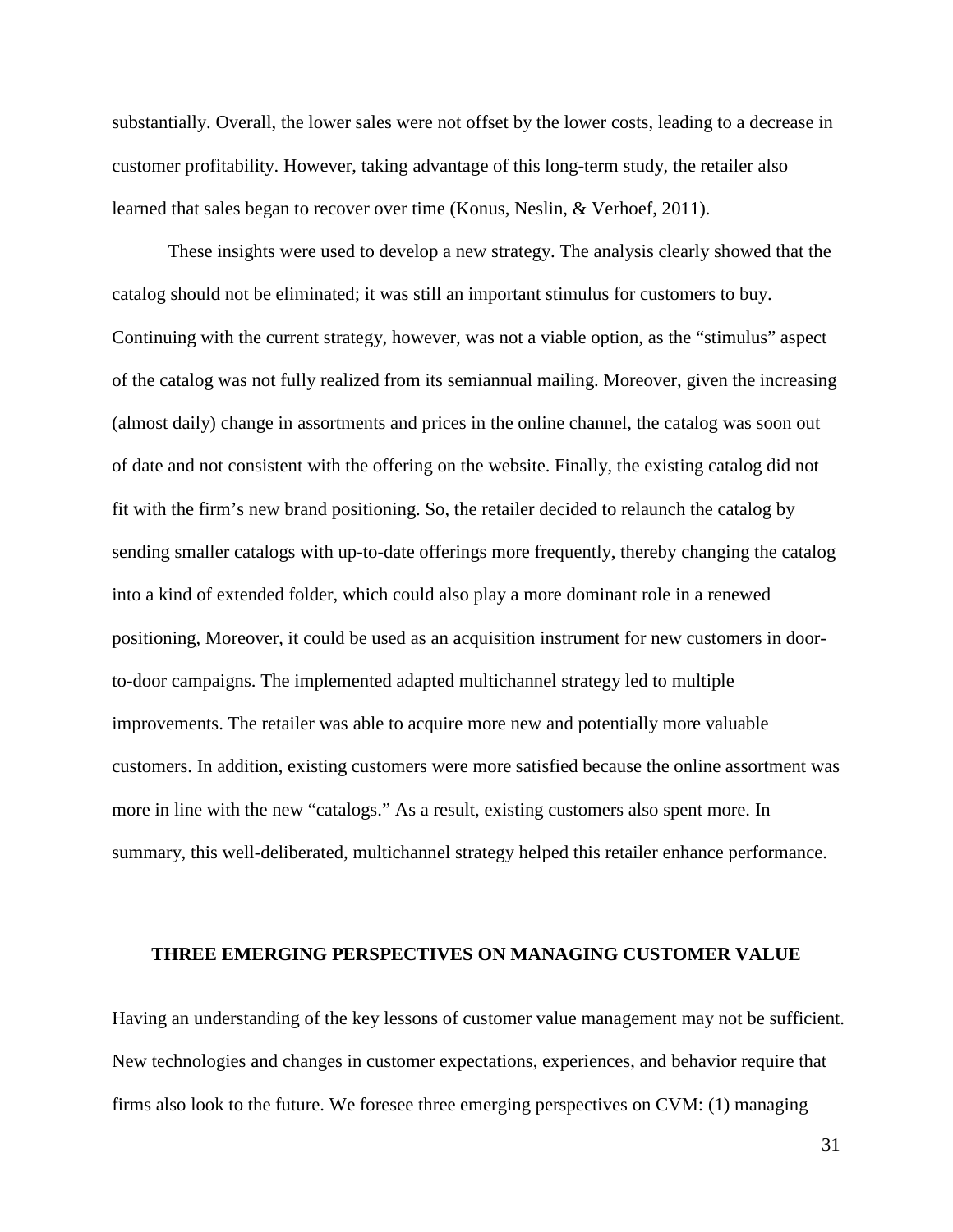substantially. Overall, the lower sales were not offset by the lower costs, leading to a decrease in customer profitability. However, taking advantage of this long-term study, the retailer also learned that sales began to recover over time (Konus, Neslin, & Verhoef, 2011).

These insights were used to develop a new strategy. The analysis clearly showed that the catalog should not be eliminated; it was still an important stimulus for customers to buy. Continuing with the current strategy, however, was not a viable option, as the "stimulus" aspect of the catalog was not fully realized from its semiannual mailing. Moreover, given the increasing (almost daily) change in assortments and prices in the online channel, the catalog was soon out of date and not consistent with the offering on the website. Finally, the existing catalog did not fit with the firm's new brand positioning. So, the retailer decided to relaunch the catalog by sending smaller catalogs with up-to-date offerings more frequently, thereby changing the catalog into a kind of extended folder, which could also play a more dominant role in a renewed positioning, Moreover, it could be used as an acquisition instrument for new customers in door-to-door campaigns. The implemented adapted multichannel strategy led to multiple improvements. The retailer was able to acquire more new and potentially more valuable customers. In addition, existing customers were more satisfied because the online assortment was more in line with the new "catalogs." As a result, existing customers also spent more. In summary, this well-deliberated, multichannel strategy helped this retailer enhance performance.

## THREE EMERGING PERSPECTIVES ON MANAGING CUSTOMER VALUE

Having an understanding of the key lessons of customer value management may not be sufficient. New technologies and changes in customer expectations, experiences, and behavior require that firms also look to the future. We foresee three emerging perspectives on CVM: (1) managing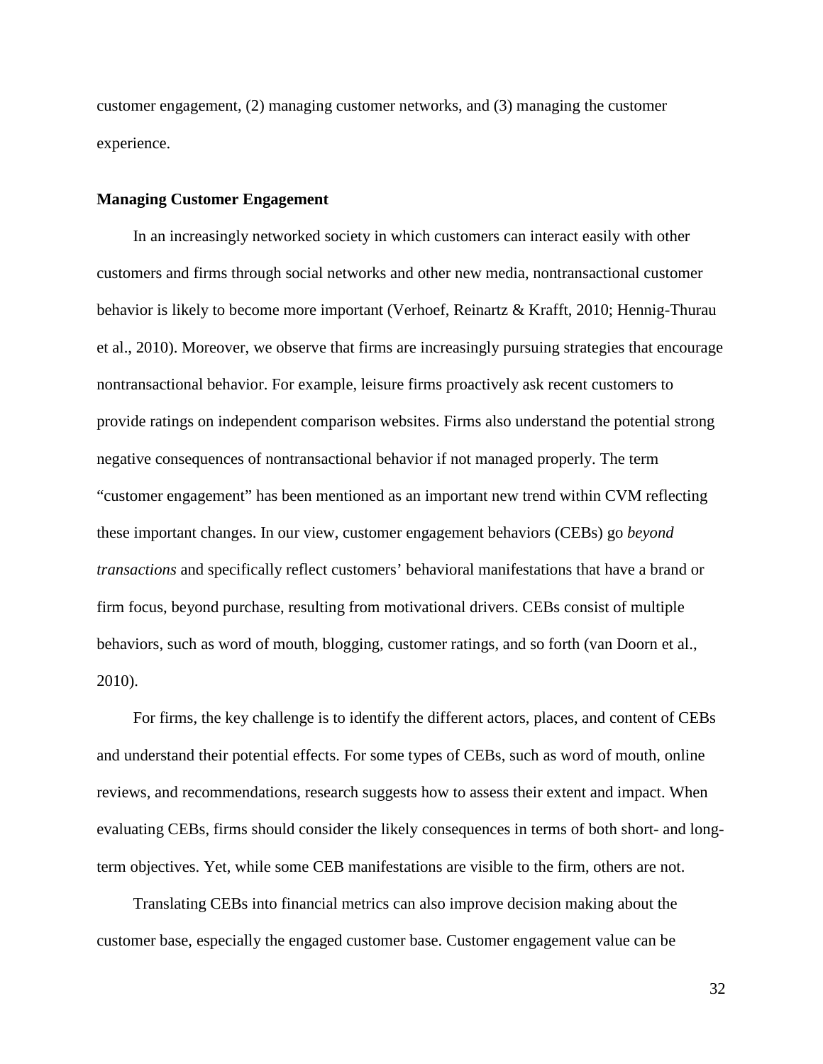customer engagement, (2) managing customer networks, and (3) managing the customer experience.

**Managing Customer Engagement**

In an increasingly networked society in which customers can interact easily with other customers and firms through social networks and other new media, nontransactional customer behavior is likely to become more important (Verhoef, Reinartz & Krafft, 2010; Hennig-Thurau et al., 2010). Moreover, we observe that firms are increasingly pursuing strategies that encourage nontransactional behavior. For example, leisure firms proactively ask recent customers to provide ratings on independent comparison websites. Firms also understand the potential strong negative consequences of nontransactional behavior if not managed properly. The term "customer engagement" has been mentioned as an important new trend within CVM reflecting these important changes. In our view, customer engagement behaviors (CEBs) go *beyond transactions* and specifically reflect customers' behavioral manifestations that have a brand or firm focus, beyond purchase, resulting from motivational drivers. CEBs consist of multiple behaviors, such as word of mouth, blogging, customer ratings, and so forth (van Doorn et al., 2010).

For firms, the key challenge is to identify the different actors, places, and content of CEBs and understand their potential effects. For some types of CEBs, such as word of mouth, online reviews, and recommendations, research suggests how to assess their extent and impact. When evaluating CEBs, firms should consider the likely consequences in terms of both short- and long-term objectives. Yet, while some CEB manifestations are visible to the firm, others are not.

Translating CEBs into financial metrics can also improve decision making about the customer base, especially the engaged customer base. Customer engagement value can be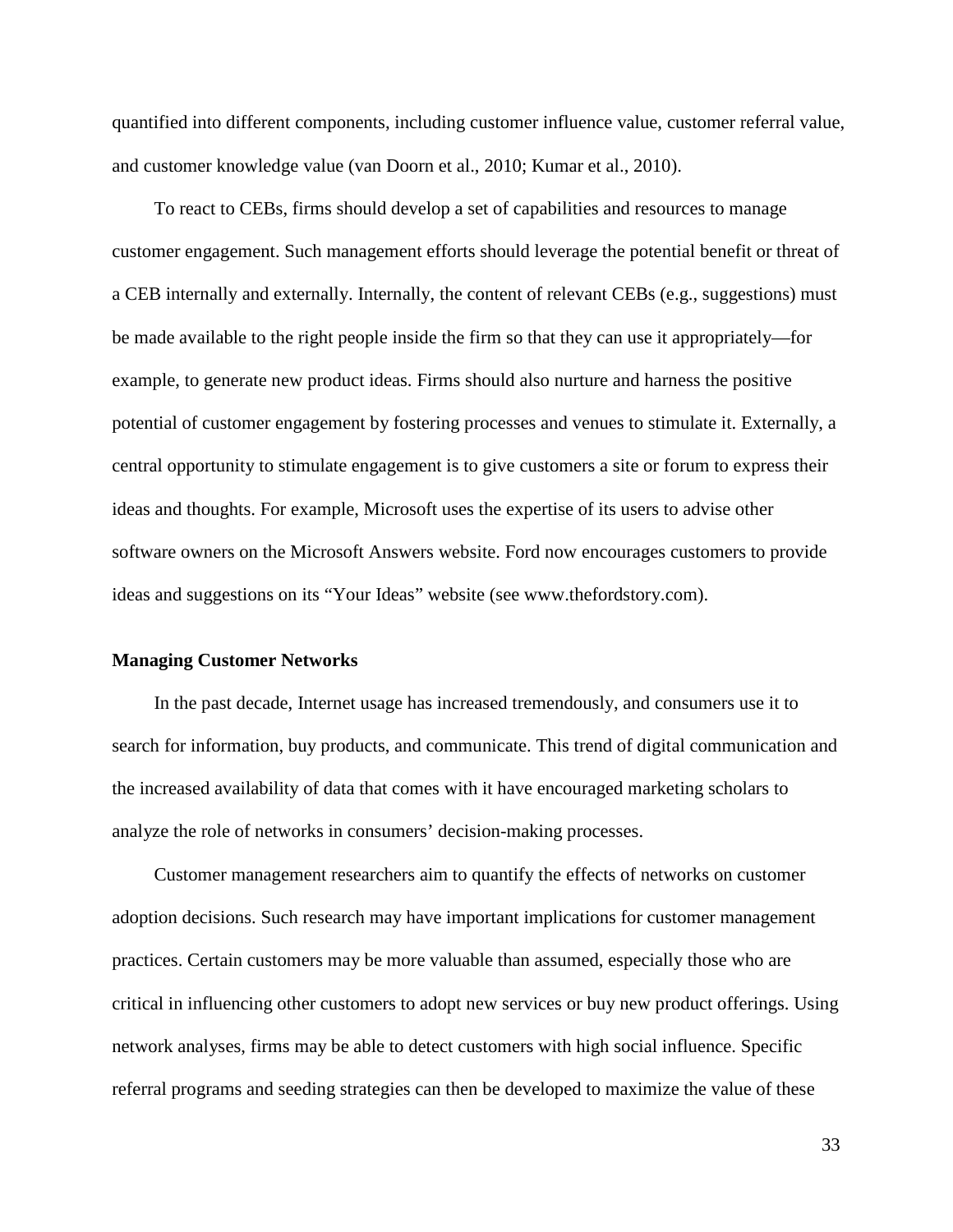quantified into different components, including customer influence value, customer referral value, and customer knowledge value (van Doorn et al., 2010; Kumar et al., 2010).

To react to CEBs, firms should develop a set of capabilities and resources to manage customer engagement. Such management efforts should leverage the potential benefit or threat of a CEB internally and externally. Internally, the content of relevant CEBs (e.g., suggestions) must be made available to the right people inside the firm so that they can use it appropriately—for example, to generate new product ideas. Firms should also nurture and harness the positive potential of customer engagement by fostering processes and venues to stimulate it. Externally, a central opportunity to stimulate engagement is to give customers a site or forum to express their ideas and thoughts. For example, Microsoft uses the expertise of its users to advise other software owners on the Microsoft Answers website. Ford now encourages customers to provide ideas and suggestions on its "Your Ideas" website (see www.thefordstory.com).

**Managing Customer Networks**

In the past decade, Internet usage has increased tremendously, and consumers use it to search for information, buy products, and communicate. This trend of digital communication and the increased availability of data that comes with it have encouraged marketing scholars to analyze the role of networks in consumers' decision-making processes.

Customer management researchers aim to quantify the effects of networks on customer adoption decisions. Such research may have important implications for customer management practices. Certain customers may be more valuable than assumed, especially those who are critical in influencing other customers to adopt new services or buy new product offerings. Using network analyses, firms may be able to detect customers with high social influence. Specific referral programs and seeding strategies can then be developed to maximize the value of these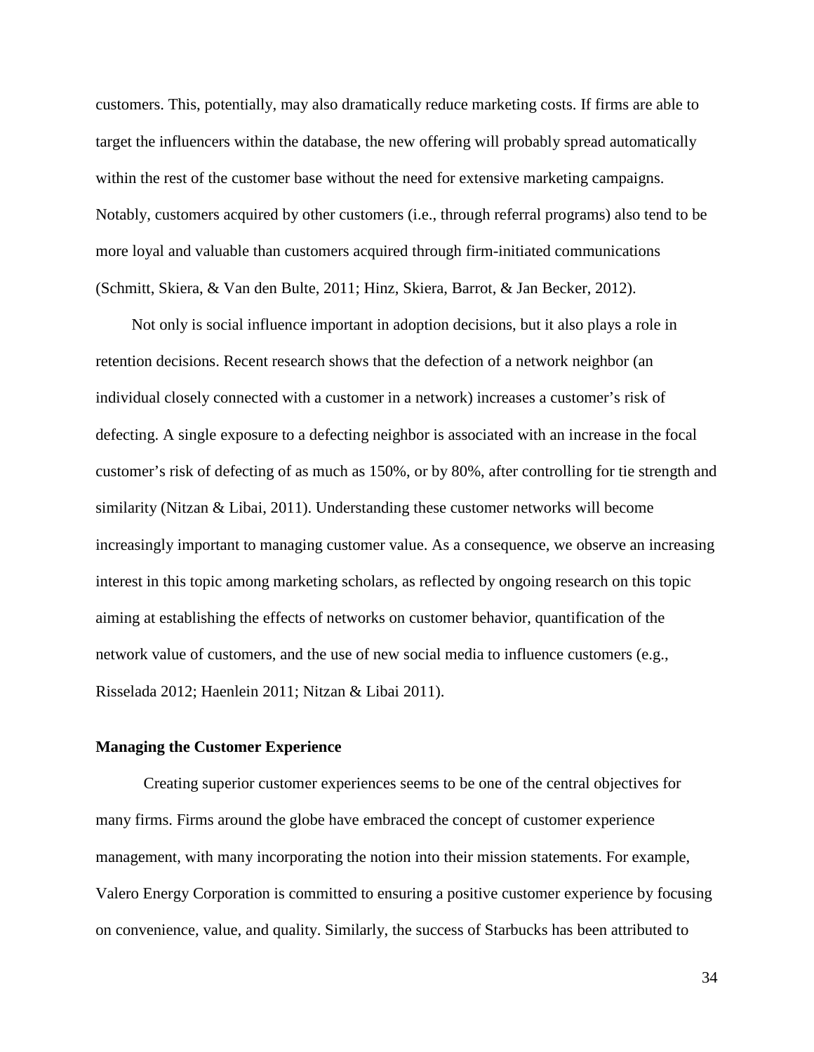customers. This, potentially, may also dramatically reduce marketing costs. If firms are able to target the influencers within the database, the new offering will probably spread automatically within the rest of the customer base without the need for extensive marketing campaigns. Notably, customers acquired by other customers (i.e., through referral programs) also tend to be more loyal and valuable than customers acquired through firm-initiated communications (Schmitt, Skiera, & Van den Bulte, 2011; Hinz, Skiera, Barrot, & Jan Becker, 2012).

Not only is social influence important in adoption decisions, but it also plays a role in retention decisions. Recent research shows that the defection of a network neighbor (an individual closely connected with a customer in a network) increases a customer's risk of defecting. A single exposure to a defecting neighbor is associated with an increase in the focal customer's risk of defecting of as much as 150%, or by 80%, after controlling for tie strength and similarity (Nitzan & Libai, 2011). Understanding these customer networks will become increasingly important to managing customer value. As a consequence, we observe an increasing interest in this topic among marketing scholars, as reflected by ongoing research on this topic aiming at establishing the effects of networks on customer behavior, quantification of the network value of customers, and the use of new social media to influence customers (e.g., Risselada 2012; Haenlein 2011; Nitzan & Libai 2011).

### Managing the Customer Experience

Creating superior customer experiences seems to be one of the central objectives for many firms. Firms around the globe have embraced the concept of customer experience management, with many incorporating the notion into their mission statements. For example, Valero Energy Corporation is committed to ensuring a positive customer experience by focusing on convenience, value, and quality. Similarly, the success of Starbucks has been attributed to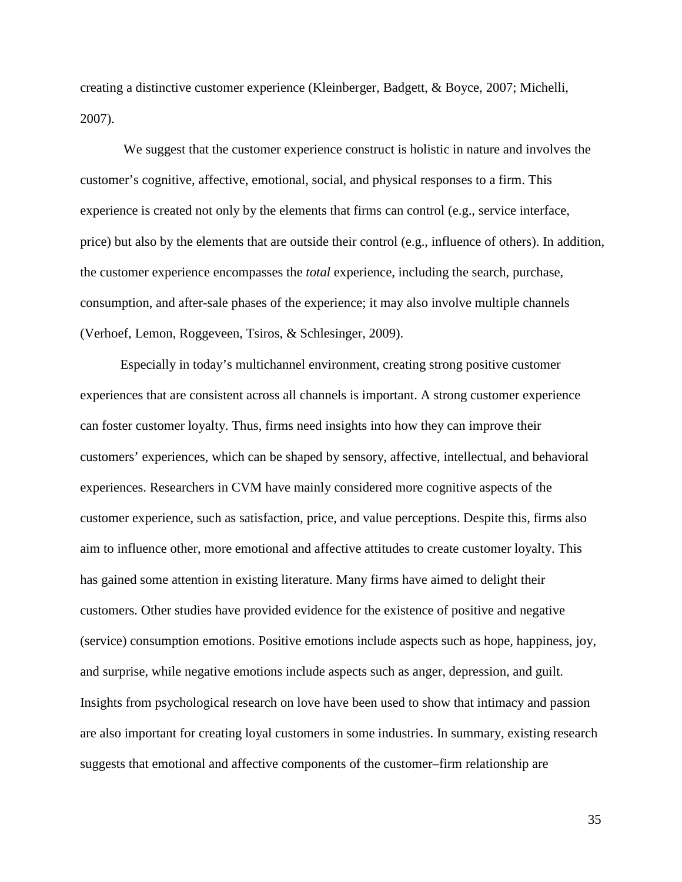creating a distinctive customer experience (Kleinberger, Badgett, & Boyce, 2007; Michelli, 2007).

We suggest that the customer experience construct is holistic in nature and involves the customer's cognitive, affective, emotional, social, and physical responses to a firm. This experience is created not only by the elements that firms can control (e.g., service interface, price) but also by the elements that are outside their control (e.g., influence of others). In addition, the customer experience encompasses the *total* experience, including the search, purchase, consumption, and after-sale phases of the experience; it may also involve multiple channels (Verhoef, Lemon, Roggeveen, Tsiros, & Schlesinger, 2009).

Especially in today's multichannel environment, creating strong positive customer experiences that are consistent across all channels is important. A strong customer experience can foster customer loyalty. Thus, firms need insights into how they can improve their customers' experiences, which can be shaped by sensory, affective, intellectual, and behavioral experiences. Researchers in CVM have mainly considered more cognitive aspects of the customer experience, such as satisfaction, price, and value perceptions. Despite this, firms also aim to influence other, more emotional and affective attitudes to create customer loyalty. This has gained some attention in existing literature. Many firms have aimed to delight their customers. Other studies have provided evidence for the existence of positive and negative (service) consumption emotions. Positive emotions include aspects such as hope, happiness, joy, and surprise, while negative emotions include aspects such as anger, depression, and guilt. Insights from psychological research on love have been used to show that intimacy and passion are also important for creating loyal customers in some industries. In summary, existing research suggests that emotional and affective components of the customer–firm relationship are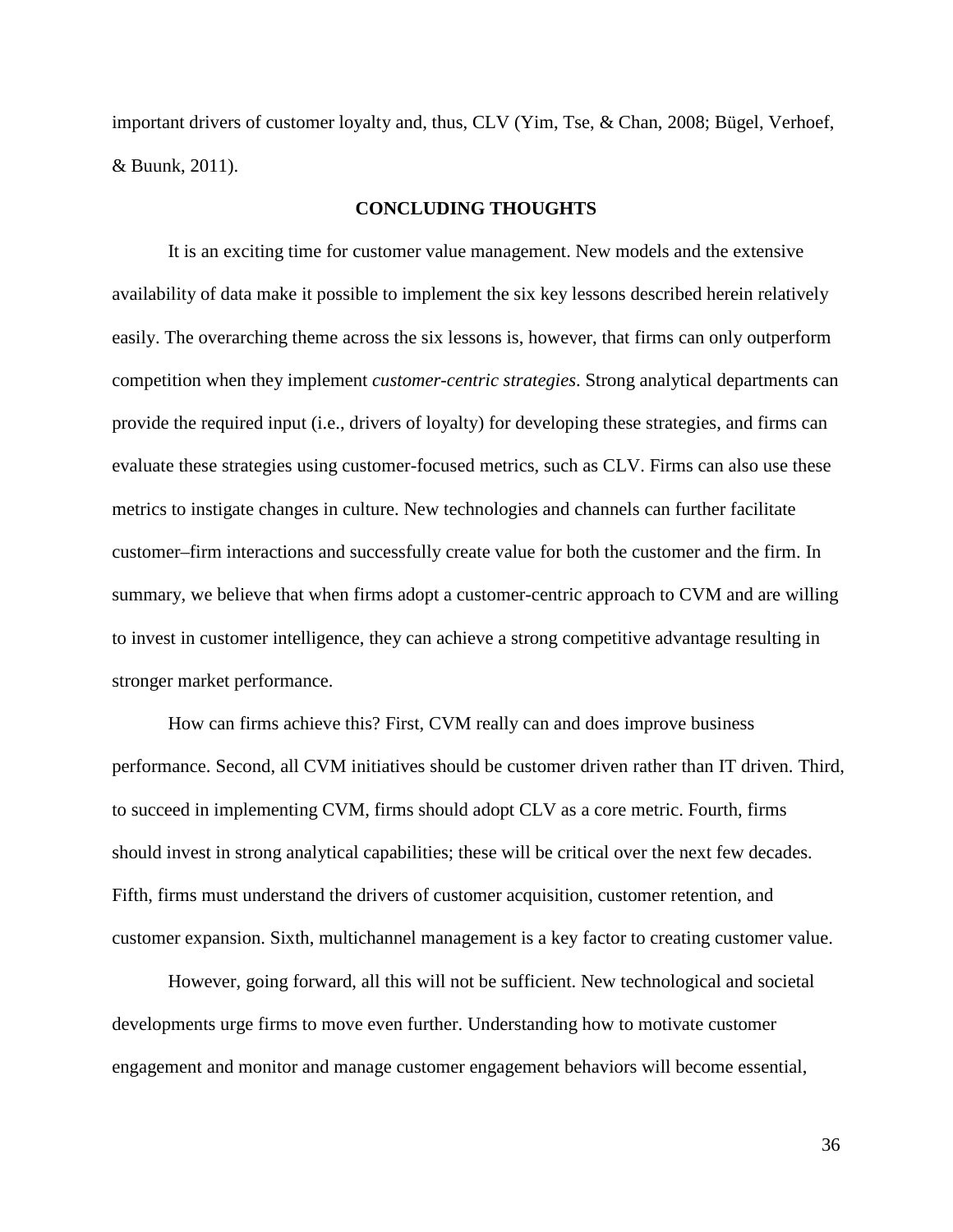important drivers of customer loyalty and, thus, CLV (Yim, Tse, & Chan, 2008; Bügel, Verhoef, & Buunk, 2011).

## CONCLUDING THOUGHTS

It is an exciting time for customer value management. New models and the extensive availability of data make it possible to implement the six key lessons described herein relatively easily. The overarching theme across the six lessons is, however, that firms can only outperform competition when they implement *customer-centric strategies*. Strong analytical departments can provide the required input (i.e., drivers of loyalty) for developing these strategies, and firms can evaluate these strategies using customer-focused metrics, such as CLV. Firms can also use these metrics to instigate changes in culture. New technologies and channels can further facilitate customer–firm interactions and successfully create value for both the customer and the firm. In summary, we believe that when firms adopt a customer-centric approach to CVM and are willing to invest in customer intelligence, they can achieve a strong competitive advantage resulting in stronger market performance.

How can firms achieve this? First, CVM really can and does improve business performance. Second, all CVM initiatives should be customer driven rather than IT driven. Third, to succeed in implementing CVM, firms should adopt CLV as a core metric. Fourth, firms should invest in strong analytical capabilities; these will be critical over the next few decades. Fifth, firms must understand the drivers of customer acquisition, customer retention, and customer expansion. Sixth, multichannel management is a key factor to creating customer value.

However, going forward, all this will not be sufficient. New technological and societal developments urge firms to move even further. Understanding how to motivate customer engagement and monitor and manage customer engagement behaviors will become essential,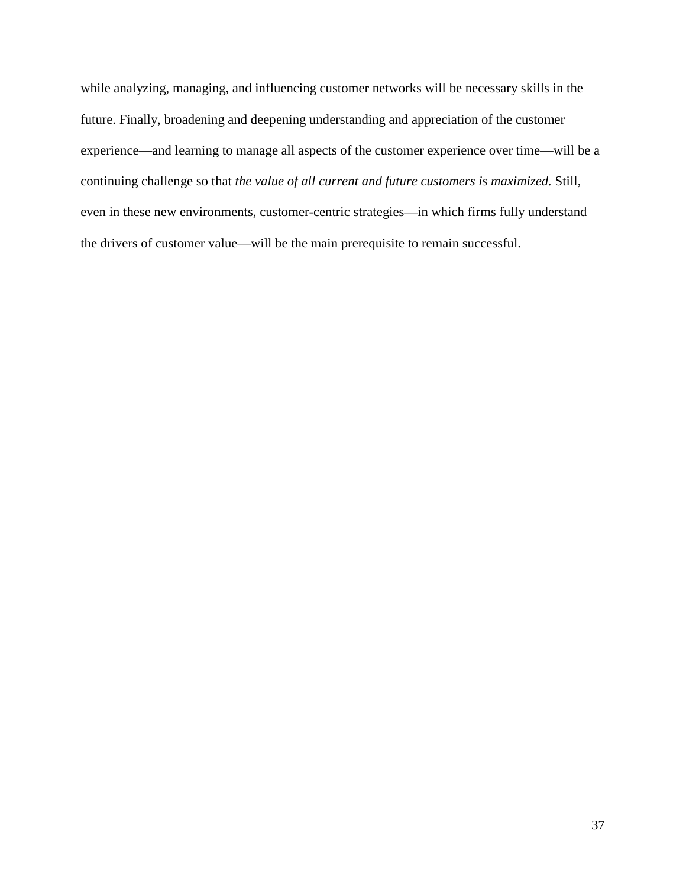while analyzing, managing, and influencing customer networks will be necessary skills in the future. Finally, broadening and deepening understanding and appreciation of the customer experience—and learning to manage all aspects of the customer experience over time—will be a continuing challenge so that *the value of all current and future customers is maximized.* Still, even in these new environments, customer-centric strategies—in which firms fully understand the drivers of customer value—will be the main prerequisite to remain successful.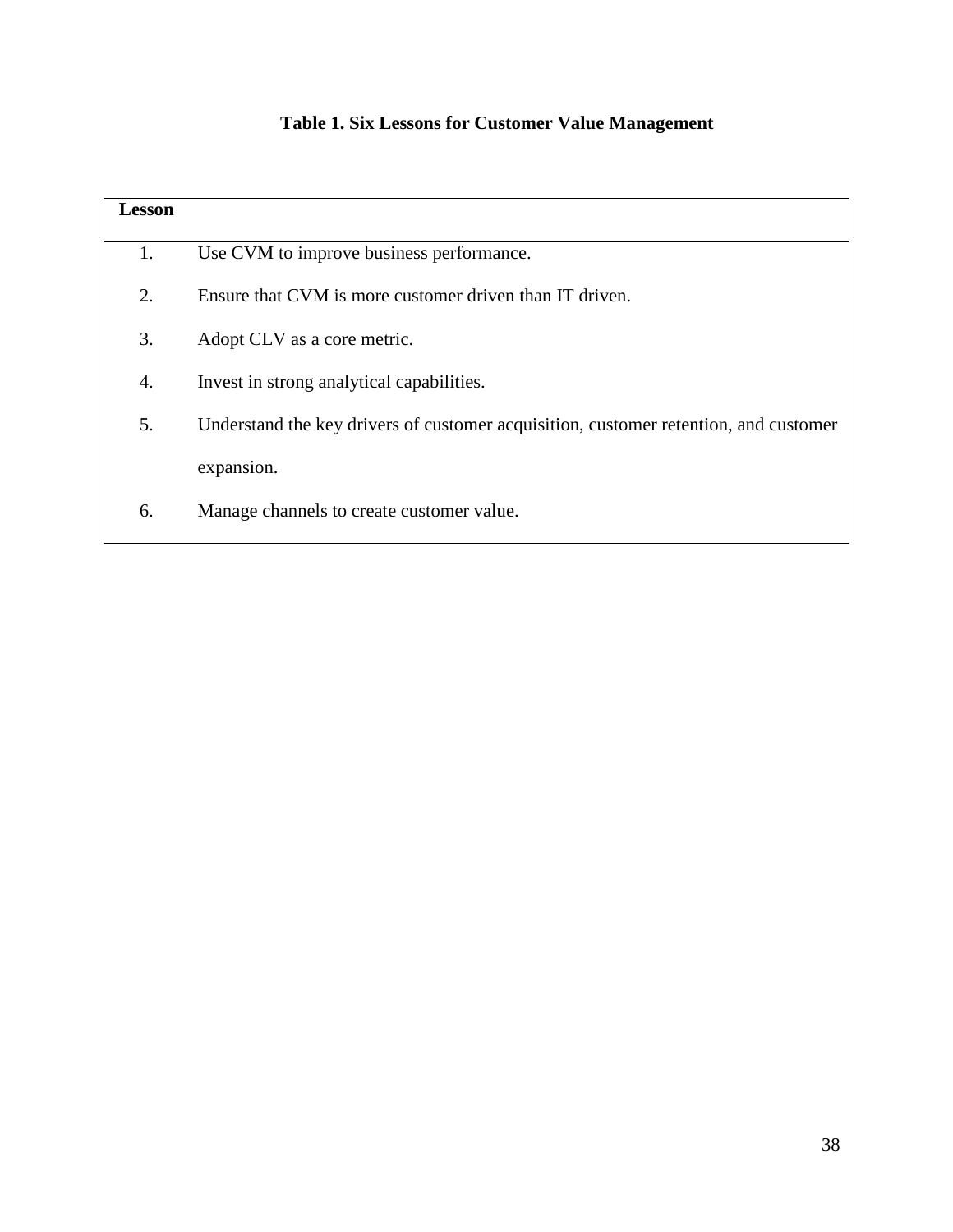**Table 1. Six Lessons for Customer Value Management**

| Lesson | |
|---|---|
| 1. | Use CVM to improve business performance. |
| 2. | Ensure that CVM is more customer driven than IT driven. |
| 3. | Adopt CLV as a core metric. |
| 4. | Invest in strong analytical capabilities. |
| 5. | Understand the key drivers of customer acquisition, customer retention, and customer expansion. |
| 6. | Manage channels to create customer value. |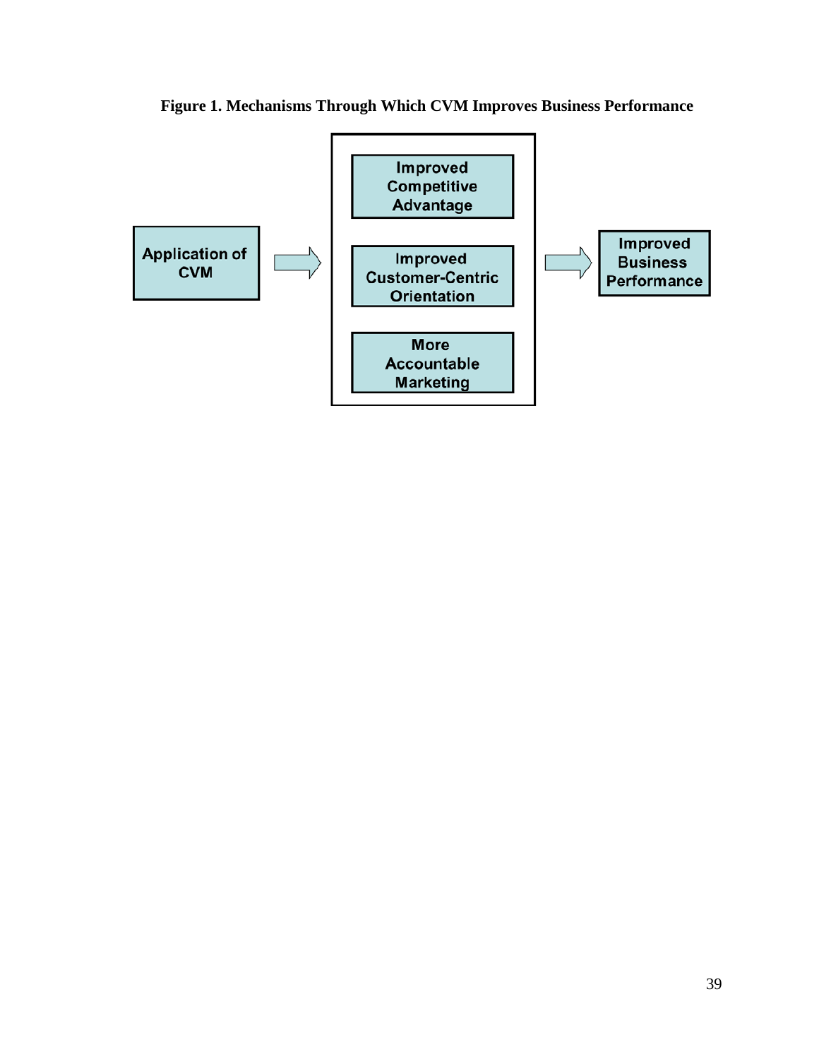**Figure 1. Mechanisms Through Which CVM Improves Business Performance**

Application of CVM → [Improved Competitive Advantage; Improved Customer-Centric Orientation; More Accountable Marketing] → Improved Business Performance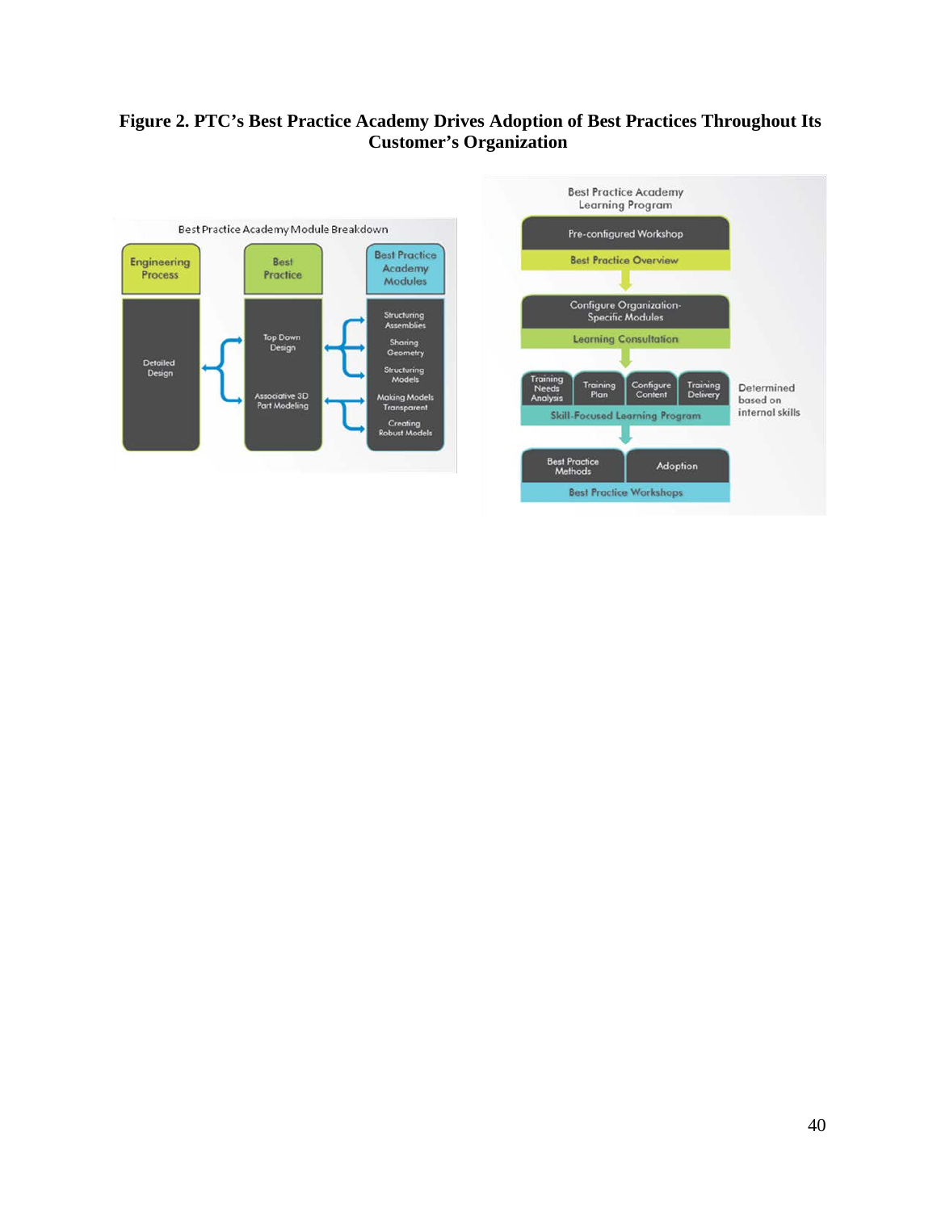**Figure 2. PTC's Best Practice Academy Drives Adoption of Best Practices Throughout Its Customer's Organization**

Best Practice Academy Module Breakdown

| Engineering Process | Best Practice | Best Practice Academy Modules |
|---|---|---|
| Detailed Design | Top Down Design | Structuring Assemblies |
| | | Sharing Geometry |
| | | Structuring Models |
| | Associative 3D Part Modeling | Making Models Transparent |
| | | Creating Robust Models |

Best Practice Academy Learning Program

- Pre-configured Workshop
  - Best Practice Overview
- Configure Organization-Specific Modules
  - Learning Consultation
- Training Needs Analysis | Training Plan | Configure Content | Training Delivery
  - Skill-Focused Learning Program (Determined based on internal skills)
- Best Practice Methods | Adoption
  - Best Practice Workshops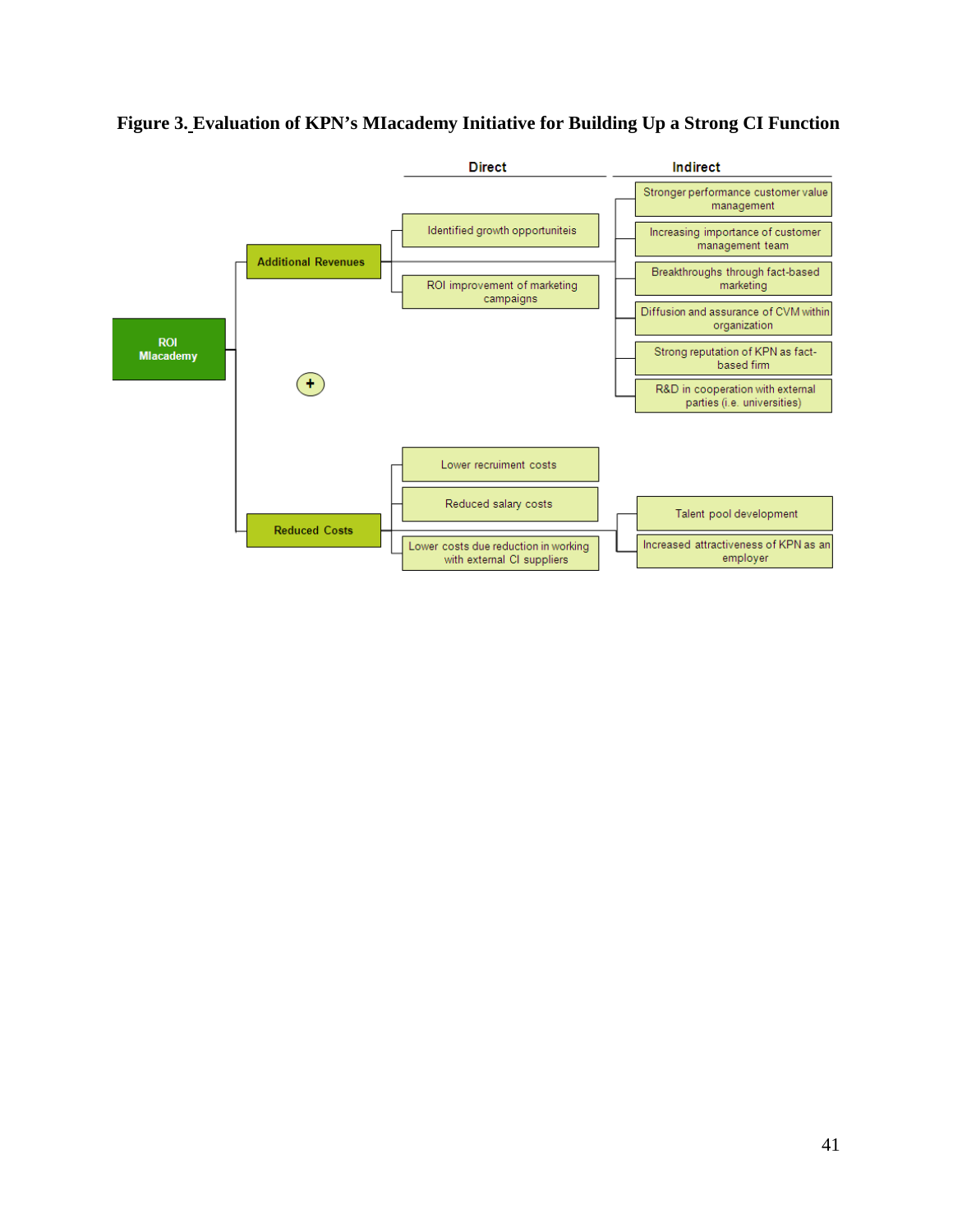**Figure 3. Evaluation of KPN's MIacademy Initiative for Building Up a Strong CI Function**

**ROI MIacademy**

**Additional Revenues**

Direct:
- Identified growth opportuniteis
- ROI improvement of marketing campaigns

Indirect:
- Stronger performance customer value management
- Increasing importance of customer management team
- Breakthroughs through fact-based marketing
- Diffusion and assurance of CVM within organization
- Strong reputation of KPN as fact-based firm
- R&D in cooperation with external parties (i.e. universities)

+

**Reduced Costs**

Direct:
- Lower recruiment costs
- Reduced salary costs
- Lower costs due reduction in working with external CI suppliers

Indirect:
- Talent pool development
- Increased attractiveness of KPN as an employer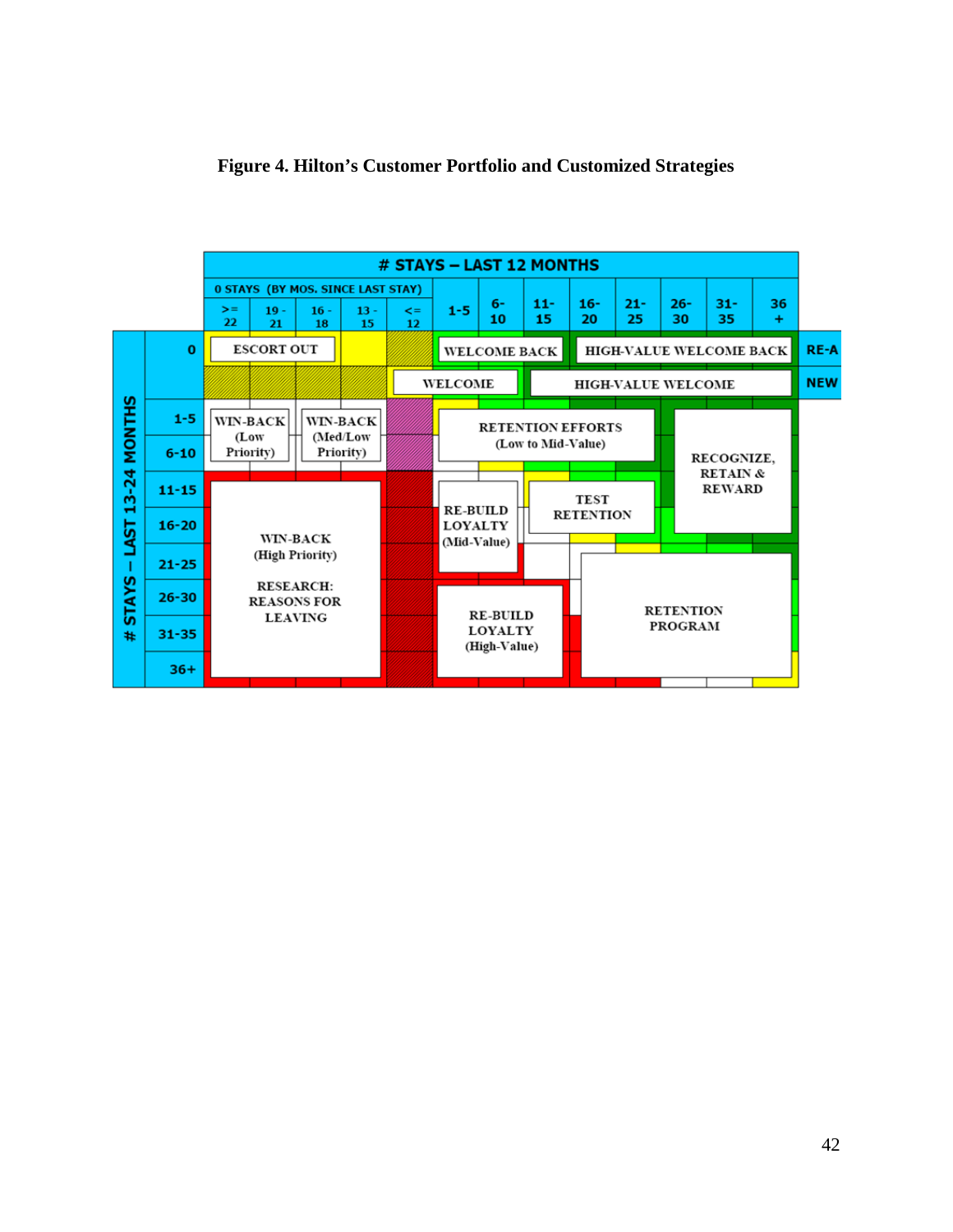**Figure 4. Hilton's Customer Portfolio and Customized Strategies**

| # STAYS – LAST 13-24 MONTHS | 0 STAYS (BY MOS. SINCE LAST STAY) >= 22 | 19 - 21 | 16 - 18 | 13 - 15 | <= 12 | 1-5 | 6-10 | 11-15 | 16-20 | 21-25 | 26-30 | 31-35 | 36 + | |
|---|---|---|---|---|---|---|---|---|---|---|---|---|---|---|
| 0 | ESCORT OUT | | | | | WELCOME BACK | | HIGH-VALUE WELCOME BACK | | | | | | RE-A |
| | | | | | | WELCOME | | HIGH-VALUE WELCOME | | | | | | NEW |
| 1-5 | WIN-BACK (Low Priority) | | WIN-BACK (Med/Low Priority) | | | RETENTION EFFORTS (Low to Mid-Value) | | | | | RECOGNIZE, RETAIN & REWARD | | | |
| 6-10 | | | | | | | | | | | | | | |
| 11-15 | WIN-BACK (High Priority) RESEARCH: REASONS FOR LEAVING | | | | | RE-BUILD LOYALTY (Mid-Value) | | TEST RETENTION | | | | | | |
| 16-20 | | | | | | | | | | | | | | |
| 21-25 | | | | | | | | | | RETENTION PROGRAM | | | | |
| 26-30 | | | | | | RE-BUILD LOYALTY (High-Value) | | | | | | | | |
| 31-35 | | | | | | | | | | | | | | |
| 36+ | | | | | | | | | | | | | | |

(Column header: # STAYS – LAST 12 MONTHS)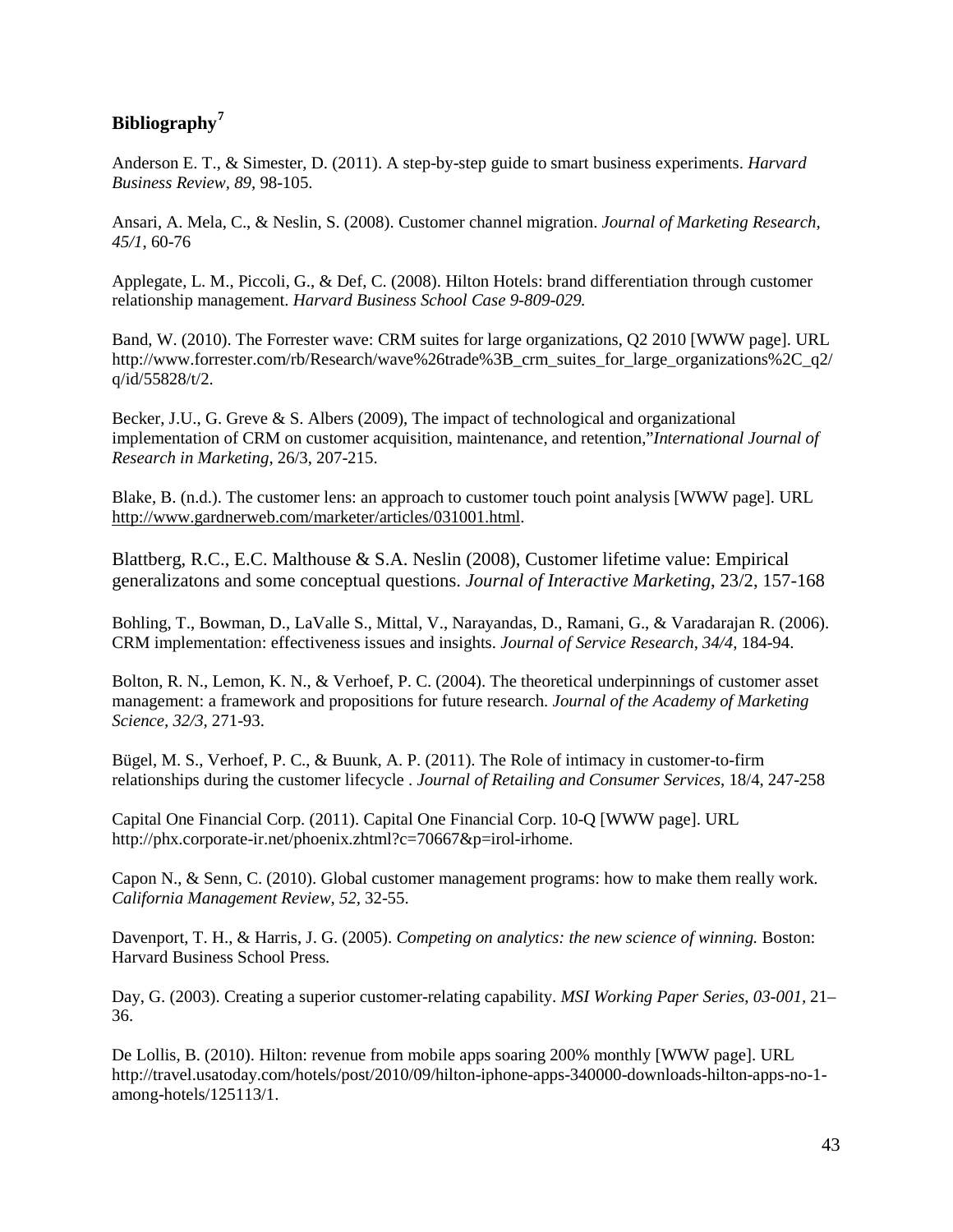## Bibliography[7]

Anderson E. T., & Simester, D. (2011). A step-by-step guide to smart business experiments. *Harvard Business Review, 89,* 98-105.

Ansari, A. Mela, C., & Neslin, S. (2008). Customer channel migration. *Journal of Marketing Research, 45/1*, 60-76

Applegate, L. M., Piccoli, G., & Def, C. (2008). Hilton Hotels: brand differentiation through customer relationship management. *Harvard Business School Case 9-809-029.*

Band, W. (2010). The Forrester wave: CRM suites for large organizations, Q2 2010 [WWW page]. URL http://www.forrester.com/rb/Research/wave%26trade%3B_crm_suites_for_large_organizations%2C_q2/q/id/55828/t/2.

Becker, J.U., G. Greve & S. Albers (2009), The impact of technological and organizational implementation of CRM on customer acquisition, maintenance, and retention,"*International Journal of Research in Marketing*, 26/3, 207-215.

Blake, B. (n.d.). The customer lens: an approach to customer touch point analysis [WWW page]. URL http://www.gardnerweb.com/marketer/articles/031001.html.

Blattberg, R.C., E.C. Malthouse & S.A. Neslin (2008), Customer lifetime value: Empirical generalizatons and some conceptual questions. *Journal of Interactive Marketing*, 23/2, 157-168

Bohling, T., Bowman, D., LaValle S., Mittal, V., Narayandas, D., Ramani, G., & Varadarajan R. (2006). CRM implementation: effectiveness issues and insights. *Journal of Service Research*, *34/4*, 184-94.

Bolton, R. N., Lemon, K. N., & Verhoef, P. C. (2004). The theoretical underpinnings of customer asset management: a framework and propositions for future research. *Journal of the Academy of Marketing Science, 32/3,* 271-93.

Bügel, M. S., Verhoef, P. C., & Buunk, A. P. (2011). The Role of intimacy in customer-to-firm relationships during the customer lifecycle . *Journal of Retailing and Consumer Services*, 18/4, 247-258

Capital One Financial Corp. (2011). Capital One Financial Corp. 10-Q [WWW page]. URL http://phx.corporate-ir.net/phoenix.zhtml?c=70667&p=irol-irhome.

Capon N., & Senn, C. (2010). Global customer management programs: how to make them really work. *California Management Review*, *52*, 32-55.

Davenport, T. H., & Harris, J. G. (2005). *Competing on analytics: the new science of winning.* Boston: Harvard Business School Press.

Day, G. (2003). Creating a superior customer-relating capability. *MSI Working Paper Series*, *03-001*, 21–36.

De Lollis, B. (2010). Hilton: revenue from mobile apps soaring 200% monthly [WWW page]. URL http://travel.usatoday.com/hotels/post/2010/09/hilton-iphone-apps-340000-downloads-hilton-apps-no-1-among-hotels/125113/1.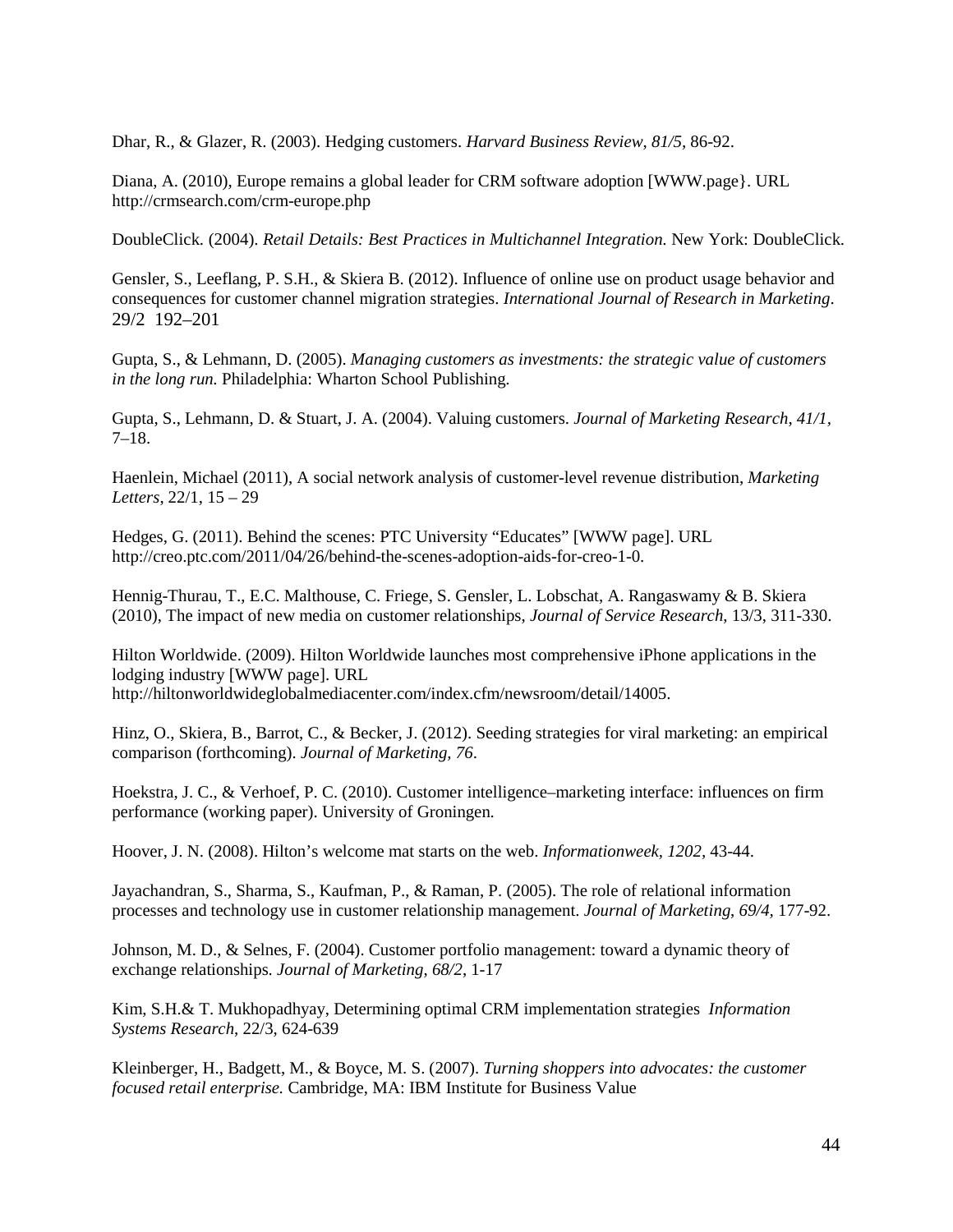Dhar, R., & Glazer, R. (2003). Hedging customers. *Harvard Business Review, 81/5*, 86-92.

Diana, A. (2010), Europe remains a global leader for CRM software adoption [WWW.page}. URL http://crmsearch.com/crm-europe.php

DoubleClick. (2004). *Retail Details: Best Practices in Multichannel Integration.* New York: DoubleClick.

Gensler, S., Leeflang, P. S.H., & Skiera B. (2012). Influence of online use on product usage behavior and consequences for customer channel migration strategies. *International Journal of Research in Marketing*. 29/2 192–201

Gupta, S., & Lehmann, D. (2005). *Managing customers as investments: the strategic value of customers in the long run*. Philadelphia: Wharton School Publishing.

Gupta, S., Lehmann, D. & Stuart, J. A. (2004). Valuing customers. *Journal of Marketing Research, 41/1*, 7–18.

Haenlein, Michael (2011), A social network analysis of customer-level revenue distribution, *Marketing Letters*, 22/1, 15 – 29

Hedges, G. (2011). Behind the scenes: PTC University "Educates" [WWW page]. URL http://creo.ptc.com/2011/04/26/behind-the-scenes-adoption-aids-for-creo-1-0.

Hennig-Thurau, T., E.C. Malthouse, C. Friege, S. Gensler, L. Lobschat, A. Rangaswamy & B. Skiera (2010), The impact of new media on customer relationships, *Journal of Service Research*, 13/3, 311-330.

Hilton Worldwide. (2009). Hilton Worldwide launches most comprehensive iPhone applications in the lodging industry [WWW page]. URL http://hiltonworldwideglobalmediacenter.com/index.cfm/newsroom/detail/14005.

Hinz, O., Skiera, B., Barrot, C., & Becker, J. (2012). Seeding strategies for viral marketing: an empirical comparison (forthcoming). *Journal of Marketing, 76*.

Hoekstra, J. C., & Verhoef, P. C. (2010). Customer intelligence–marketing interface: influences on firm performance (working paper). University of Groningen.

Hoover, J. N. (2008). Hilton's welcome mat starts on the web. *Informationweek, 1202*, 43-44.

Jayachandran, S., Sharma, S., Kaufman, P., & Raman, P. (2005). The role of relational information processes and technology use in customer relationship management. *Journal of Marketing, 69/4*, 177-92.

Johnson, M. D., & Selnes, F. (2004). Customer portfolio management: toward a dynamic theory of exchange relationships. *Journal of Marketing, 68/2*, 1-17

Kim, S.H.& T. Mukhopadhyay, Determining optimal CRM implementation strategies *Information Systems Research*, 22/3, 624-639

Kleinberger, H., Badgett, M., & Boyce, M. S. (2007). *Turning shoppers into advocates: the customer focused retail enterprise.* Cambridge, MA: IBM Institute for Business Value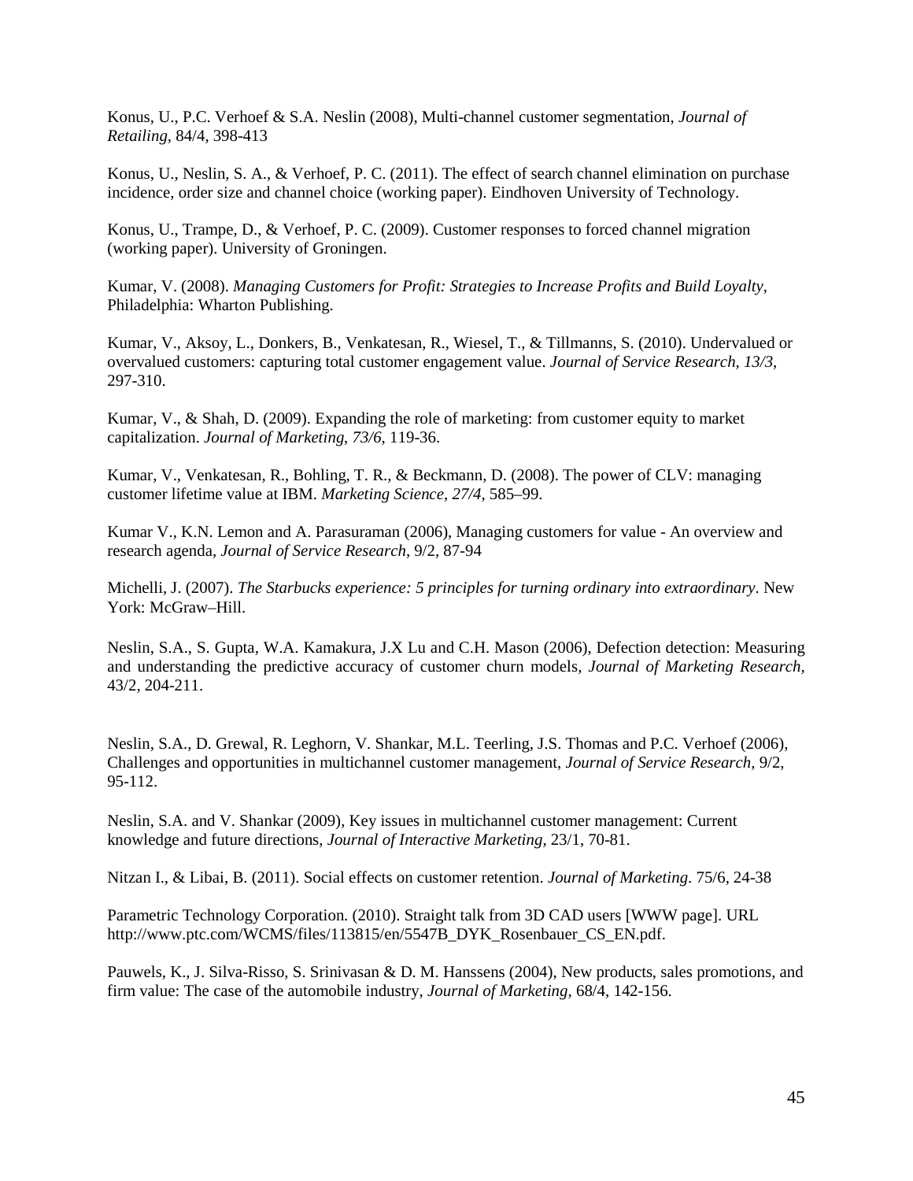Konus, U., P.C. Verhoef & S.A. Neslin (2008), Multi-channel customer segmentation, *Journal of Retailing*, 84/4, 398-413

Konus, U., Neslin, S. A., & Verhoef, P. C. (2011). The effect of search channel elimination on purchase incidence, order size and channel choice (working paper). Eindhoven University of Technology.

Konus, U., Trampe, D., & Verhoef, P. C. (2009). Customer responses to forced channel migration (working paper). University of Groningen.

Kumar, V. (2008). *Managing Customers for Profit: Strategies to Increase Profits and Build Loyalty*, Philadelphia: Wharton Publishing.

Kumar, V., Aksoy, L., Donkers, B., Venkatesan, R., Wiesel, T., & Tillmanns, S. (2010). Undervalued or overvalued customers: capturing total customer engagement value. *Journal of Service Research*, *13/3*, 297-310.

Kumar, V., & Shah, D. (2009). Expanding the role of marketing: from customer equity to market capitalization. *Journal of Marketing*, *73/6*, 119-36.

Kumar, V., Venkatesan, R., Bohling, T. R., & Beckmann, D. (2008). The power of CLV: managing customer lifetime value at IBM. *Marketing Science*, *27/4*, 585–99.

Kumar V., K.N. Lemon and A. Parasuraman (2006), Managing customers for value - An overview and research agenda, *Journal of Service Research*, 9/2, 87-94

Michelli, J. (2007). *The Starbucks experience: 5 principles for turning ordinary into extraordinary*. New York: McGraw–Hill.

Neslin, S.A., S. Gupta, W.A. Kamakura, J.X Lu and C.H. Mason (2006), Defection detection: Measuring and understanding the predictive accuracy of customer churn models, *Journal of Marketing Research*, 43/2, 204-211.

Neslin, S.A., D. Grewal, R. Leghorn, V. Shankar, M.L. Teerling, J.S. Thomas and P.C. Verhoef (2006), Challenges and opportunities in multichannel customer management, *Journal of Service Research*, 9/2, 95-112.

Neslin, S.A. and V. Shankar (2009), Key issues in multichannel customer management: Current knowledge and future directions, *Journal of Interactive Marketing*, 23/1, 70-81.

Nitzan I., & Libai, B. (2011). Social effects on customer retention. *Journal of Marketing*. 75/6, 24-38

Parametric Technology Corporation. (2010). Straight talk from 3D CAD users [WWW page]. URL http://www.ptc.com/WCMS/files/113815/en/5547B_DYK_Rosenbauer_CS_EN.pdf.

Pauwels, K., J. Silva-Risso, S. Srinivasan & D. M. Hanssens (2004), New products, sales promotions, and firm value: The case of the automobile industry, *Journal of Marketing*, 68/4, 142-156.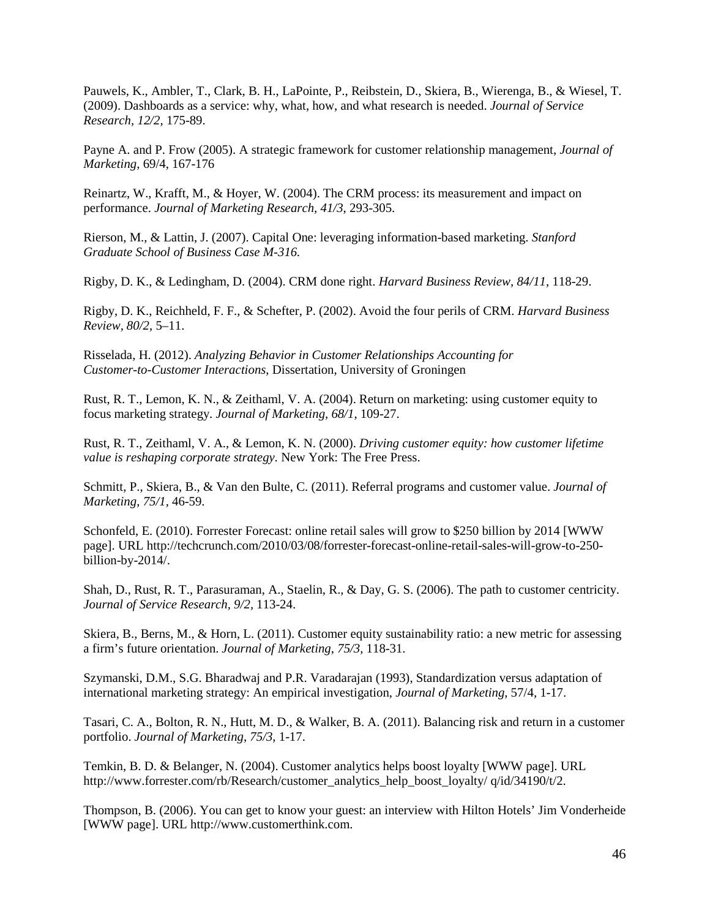Pauwels, K., Ambler, T., Clark, B. H., LaPointe, P., Reibstein, D., Skiera, B., Wierenga, B., & Wiesel, T. (2009). Dashboards as a service: why, what, how, and what research is needed. *Journal of Service Research, 12/2*, 175-89.

Payne A. and P. Frow (2005). A strategic framework for customer relationship management, *Journal of Marketing*, 69/4, 167-176

Reinartz, W., Krafft, M., & Hoyer, W. (2004). The CRM process: its measurement and impact on performance. *Journal of Marketing Research, 41/3*, 293-305.

Rierson, M., & Lattin, J. (2007). Capital One: leveraging information-based marketing. *Stanford Graduate School of Business Case M-316.*

Rigby, D. K., & Ledingham, D. (2004). CRM done right. *Harvard Business Review, 84/11*, 118-29.

Rigby, D. K., Reichheld, F. F., & Schefter, P. (2002). Avoid the four perils of CRM. *Harvard Business Review, 80/2*, 5–11.

Risselada, H. (2012). *Analyzing Behavior in Customer Relationships Accounting for Customer-to-Customer Interactions*, Dissertation, University of Groningen

Rust, R. T., Lemon, K. N., & Zeithaml, V. A. (2004). Return on marketing: using customer equity to focus marketing strategy. *Journal of Marketing, 68/1*, 109-27.

Rust, R. T., Zeithaml, V. A., & Lemon, K. N. (2000). *Driving customer equity: how customer lifetime value is reshaping corporate strategy.* New York: The Free Press.

Schmitt, P., Skiera, B., & Van den Bulte, C. (2011). Referral programs and customer value. *Journal of Marketing, 75/1*, 46-59.

Schonfeld, E. (2010). Forrester Forecast: online retail sales will grow to $250 billion by 2014 [WWW page]. URL http://techcrunch.com/2010/03/08/forrester-forecast-online-retail-sales-will-grow-to-250-billion-by-2014/.

Shah, D., Rust, R. T., Parasuraman, A., Staelin, R., & Day, G. S. (2006). The path to customer centricity. *Journal of Service Research, 9/2*, 113-24.

Skiera, B., Berns, M., & Horn, L. (2011). Customer equity sustainability ratio: a new metric for assessing a firm's future orientation. *Journal of Marketing, 75/3*, 118-31.

Szymanski, D.M., S.G. Bharadwaj and P.R. Varadarajan (1993), Standardization versus adaptation of international marketing strategy: An empirical investigation, *Journal of Marketing*, 57/4, 1-17.

Tasari, C. A., Bolton, R. N., Hutt, M. D., & Walker, B. A. (2011). Balancing risk and return in a customer portfolio. *Journal of Marketing, 75/3*, 1-17.

Temkin, B. D. & Belanger, N. (2004). Customer analytics helps boost loyalty [WWW page]. URL http://www.forrester.com/rb/Research/customer_analytics_help_boost_loyalty/ q/id/34190/t/2.

Thompson, B. (2006). You can get to know your guest: an interview with Hilton Hotels' Jim Vonderheide [WWW page]. URL http://www.customerthink.com.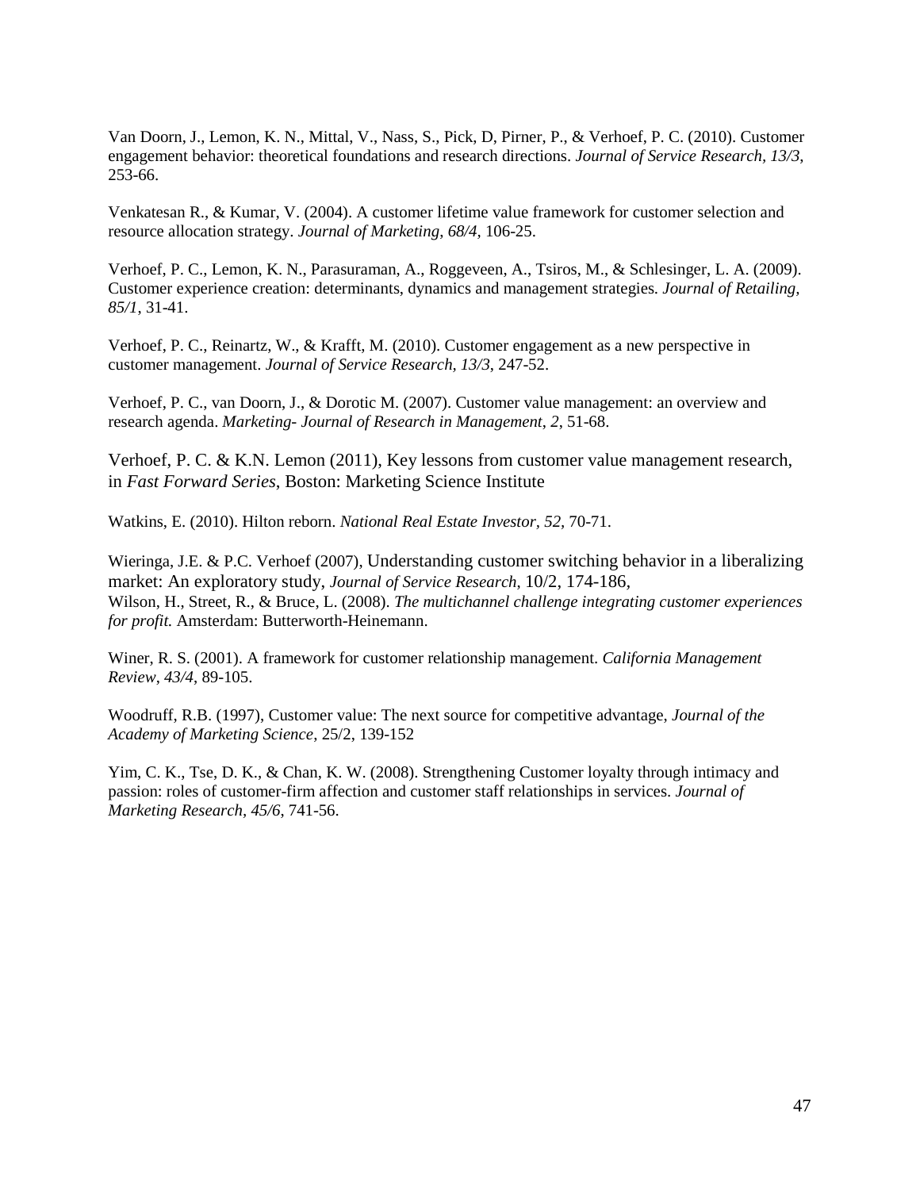Van Doorn, J., Lemon, K. N., Mittal, V., Nass, S., Pick, D, Pirner, P., & Verhoef, P. C. (2010). Customer engagement behavior: theoretical foundations and research directions. *Journal of Service Research, 13/3,* 253-66.

Venkatesan R., & Kumar, V. (2004). A customer lifetime value framework for customer selection and resource allocation strategy. *Journal of Marketing, 68/4,* 106-25.

Verhoef, P. C., Lemon, K. N., Parasuraman, A., Roggeveen, A., Tsiros, M., & Schlesinger, L. A. (2009). Customer experience creation: determinants, dynamics and management strategies. *Journal of Retailing, 85/1*, 31-41.

Verhoef, P. C., Reinartz, W., & Krafft, M. (2010). Customer engagement as a new perspective in customer management. *Journal of Service Research, 13/3*, 247-52.

Verhoef, P. C., van Doorn, J., & Dorotic M. (2007). Customer value management: an overview and research agenda. *Marketing- Journal of Research in Management, 2*, 51-68.

Verhoef, P. C. & K.N. Lemon (2011), Key lessons from customer value management research, in *Fast Forward Series*, Boston: Marketing Science Institute

Watkins, E. (2010). Hilton reborn. *National Real Estate Investor, 52,* 70-71.

Wieringa, J.E. & P.C. Verhoef (2007), Understanding customer switching behavior in a liberalizing market: An exploratory study, *Journal of Service Research*, 10/2, 174-186,
Wilson, H., Street, R., & Bruce, L. (2008). *The multichannel challenge integrating customer experiences for profit.* Amsterdam: Butterworth-Heinemann.

Winer, R. S. (2001). A framework for customer relationship management. *California Management Review, 43/4*, 89-105.

Woodruff, R.B. (1997), Customer value: The next source for competitive advantage, *Journal of the Academy of Marketing Science*, 25/2, 139-152

Yim, C. K., Tse, D. K., & Chan, K. W. (2008). Strengthening Customer loyalty through intimacy and passion: roles of customer-firm affection and customer staff relationships in services. *Journal of Marketing Research, 45/6*, 741-56.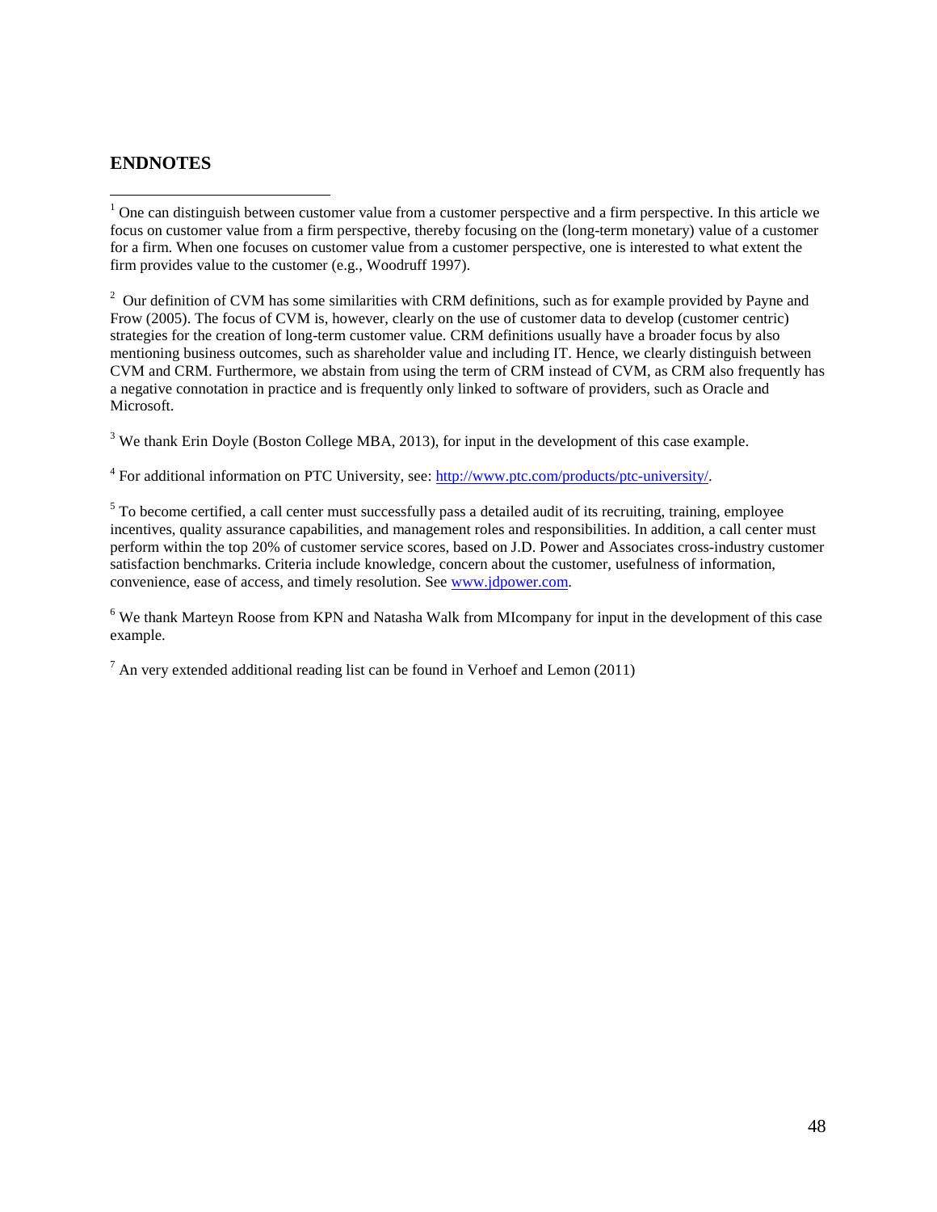## ENDNOTES

[1] One can distinguish between customer value from a customer perspective and a firm perspective. In this article we focus on customer value from a firm perspective, thereby focusing on the (long-term monetary) value of a customer for a firm. When one focuses on customer value from a customer perspective, one is interested to what extent the firm provides value to the customer (e.g., Woodruff 1997).

[2] Our definition of CVM has some similarities with CRM definitions, such as for example provided by Payne and Frow (2005). The focus of CVM is, however, clearly on the use of customer data to develop (customer centric) strategies for the creation of long-term customer value. CRM definitions usually have a broader focus by also mentioning business outcomes, such as shareholder value and including IT. Hence, we clearly distinguish between CVM and CRM. Furthermore, we abstain from using the term of CRM instead of CVM, as CRM also frequently has a negative connotation in practice and is frequently only linked to software of providers, such as Oracle and Microsoft.

[3] We thank Erin Doyle (Boston College MBA, 2013), for input in the development of this case example.

[4] For additional information on PTC University, see: http://www.ptc.com/products/ptc-university/.

[5] To become certified, a call center must successfully pass a detailed audit of its recruiting, training, employee incentives, quality assurance capabilities, and management roles and responsibilities. In addition, a call center must perform within the top 20% of customer service scores, based on J.D. Power and Associates cross-industry customer satisfaction benchmarks. Criteria include knowledge, concern about the customer, usefulness of information, convenience, ease of access, and timely resolution. See www.jdpower.com.

[6] We thank Marteyn Roose from KPN and Natasha Walk from MIcompany for input in the development of this case example.

[7] An very extended additional reading list can be found in Verhoef and Lemon (2011)